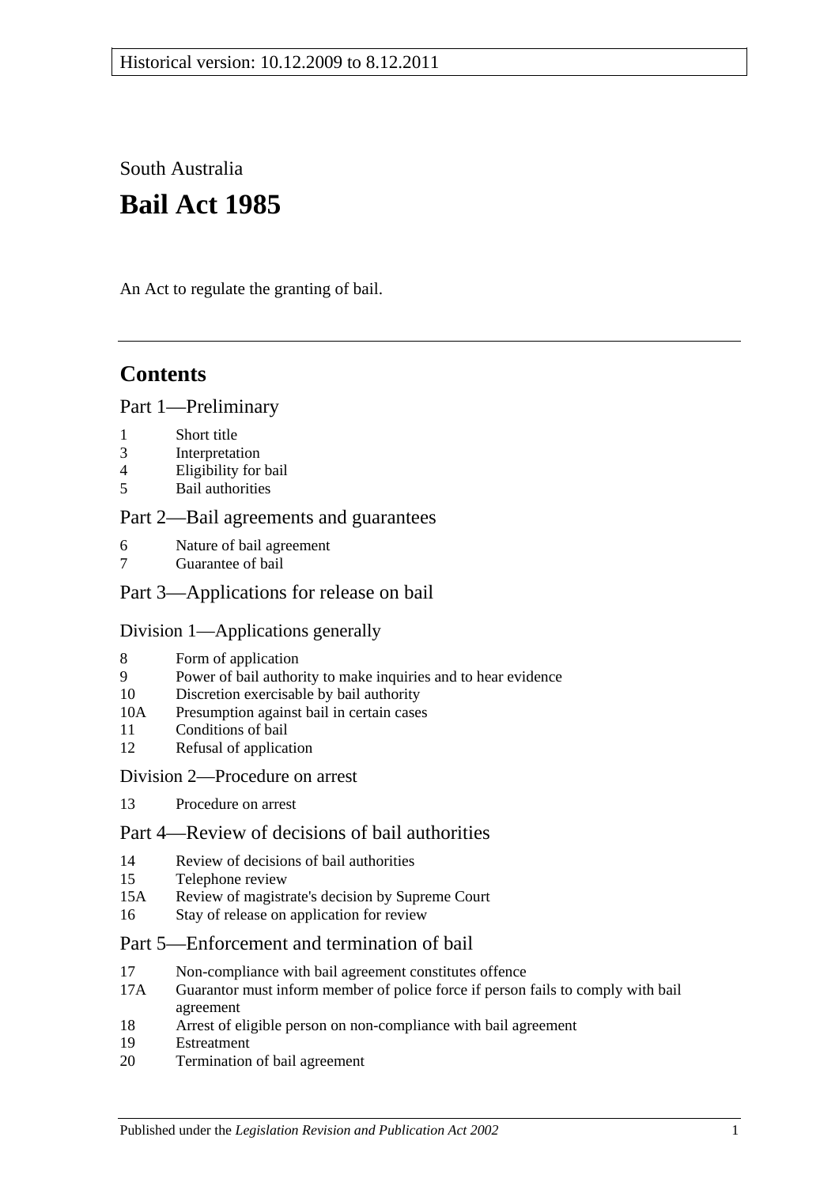Historical version: 10.12.2009 to 8.12.2011

South Australia

# Bail Act 1985

An Act to regulate the granting of bail.

## Contents

Part 1—Preliminary

1 Short title
3 Interpretation
4 Eligibility for bail
5 Bail authorities

Part 2—Bail agreements and guarantees

6 Nature of bail agreement
7 Guarantee of bail

Part 3—Applications for release on bail

Division 1—Applications generally

8 Form of application
9 Power of bail authority to make inquiries and to hear evidence
10 Discretion exercisable by bail authority
10A Presumption against bail in certain cases
11 Conditions of bail
12 Refusal of application

Division 2—Procedure on arrest

13 Procedure on arrest

Part 4—Review of decisions of bail authorities

14 Review of decisions of bail authorities
15 Telephone review
15A Review of magistrate's decision by Supreme Court
16 Stay of release on application for review

Part 5—Enforcement and termination of bail

17 Non-compliance with bail agreement constitutes offence
17A Guarantor must inform member of police force if person fails to comply with bail agreement
18 Arrest of eligible person on non-compliance with bail agreement
19 Estreatment
20 Termination of bail agreement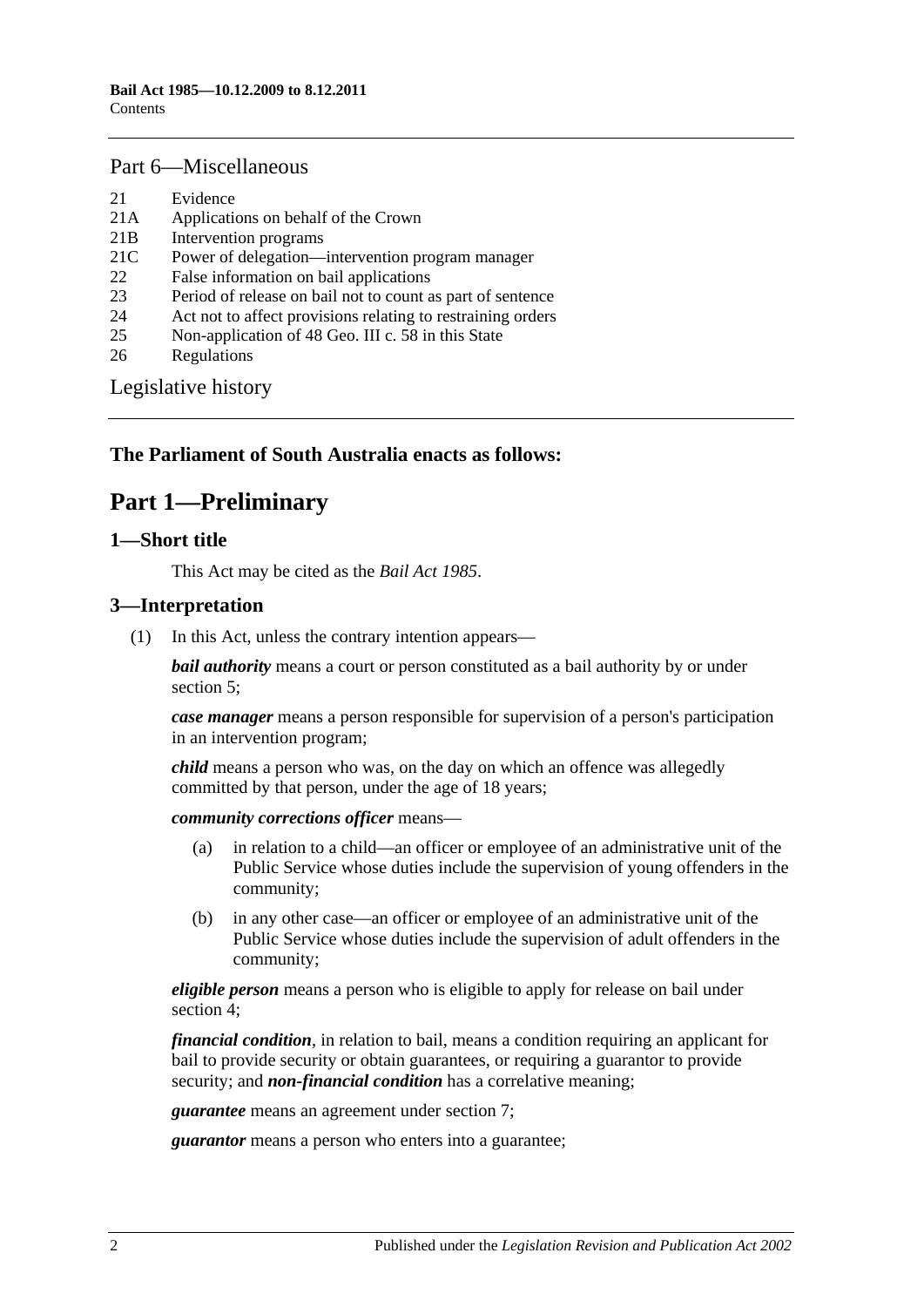## Part 6—Miscellaneous

21 Evidence
21A Applications on behalf of the Crown
21B Intervention programs
21C Power of delegation—intervention program manager
22 False information on bail applications
23 Period of release on bail not to count as part of sentence
24 Act not to affect provisions relating to restraining orders
25 Non-application of 48 Geo. III c. 58 in this State
26 Regulations

Legislative history

**The Parliament of South Australia enacts as follows:**

# Part 1—Preliminary

## 1—Short title

This Act may be cited as the *Bail Act 1985*.

## 3—Interpretation

(1) In this Act, unless the contrary intention appears—

***bail authority*** means a court or person constituted as a bail authority by or under section 5;

***case manager*** means a person responsible for supervision of a person's participation in an intervention program;

***child*** means a person who was, on the day on which an offence was allegedly committed by that person, under the age of 18 years;

***community corrections officer*** means—

(a) in relation to a child—an officer or employee of an administrative unit of the Public Service whose duties include the supervision of young offenders in the community;

(b) in any other case—an officer or employee of an administrative unit of the Public Service whose duties include the supervision of adult offenders in the community;

***eligible person*** means a person who is eligible to apply for release on bail under section 4;

***financial condition***, in relation to bail, means a condition requiring an applicant for bail to provide security or obtain guarantees, or requiring a guarantor to provide security; and ***non-financial condition*** has a correlative meaning;

***guarantee*** means an agreement under section 7;

***guarantor*** means a person who enters into a guarantee;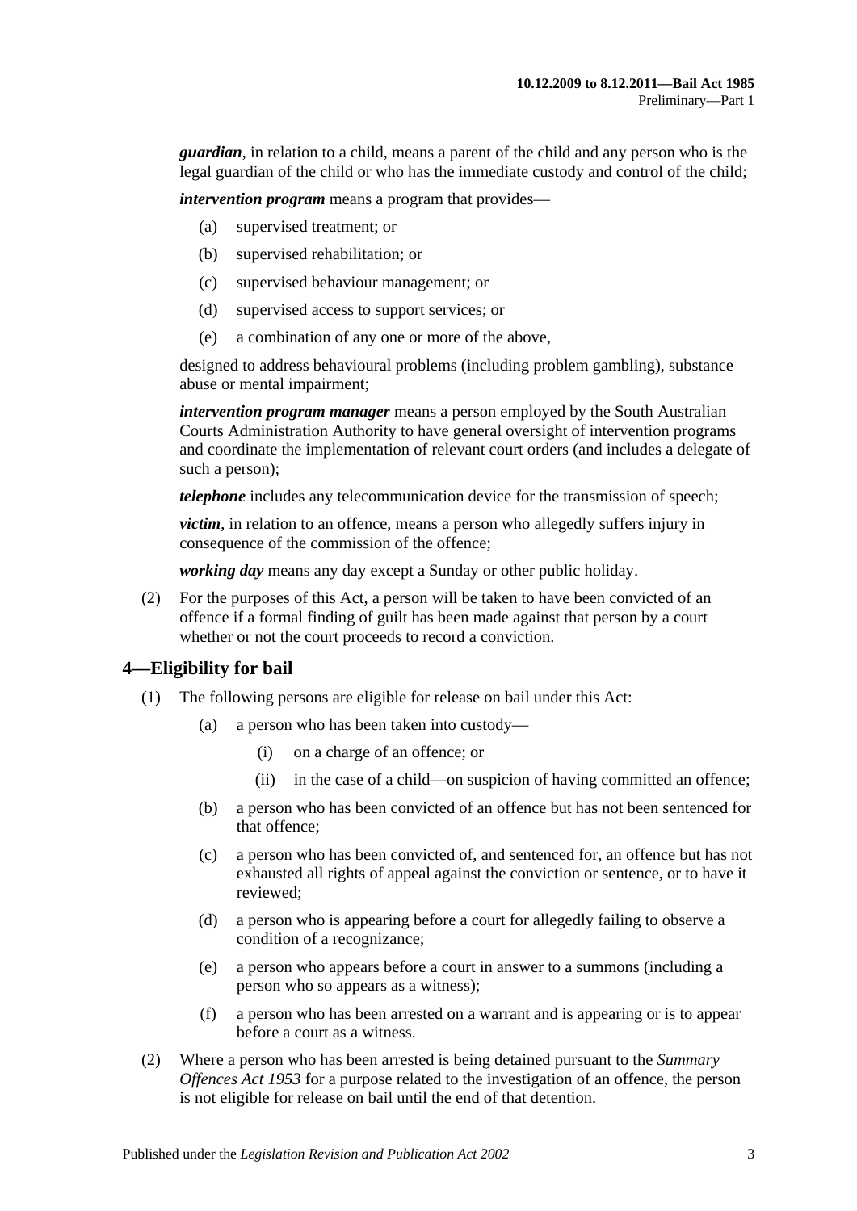***guardian***, in relation to a child, means a parent of the child and any person who is the legal guardian of the child or who has the immediate custody and control of the child;

***intervention program*** means a program that provides—

(a) supervised treatment; or

(b) supervised rehabilitation; or

(c) supervised behaviour management; or

(d) supervised access to support services; or

(e) a combination of any one or more of the above,

designed to address behavioural problems (including problem gambling), substance abuse or mental impairment;

***intervention program manager*** means a person employed by the South Australian Courts Administration Authority to have general oversight of intervention programs and coordinate the implementation of relevant court orders (and includes a delegate of such a person);

***telephone*** includes any telecommunication device for the transmission of speech;

***victim***, in relation to an offence, means a person who allegedly suffers injury in consequence of the commission of the offence;

***working day*** means any day except a Sunday or other public holiday.

(2) For the purposes of this Act, a person will be taken to have been convicted of an offence if a formal finding of guilt has been made against that person by a court whether or not the court proceeds to record a conviction.

## 4—Eligibility for bail

(1) The following persons are eligible for release on bail under this Act:

(a) a person who has been taken into custody—

(i) on a charge of an offence; or

(ii) in the case of a child—on suspicion of having committed an offence;

(b) a person who has been convicted of an offence but has not been sentenced for that offence;

(c) a person who has been convicted of, and sentenced for, an offence but has not exhausted all rights of appeal against the conviction or sentence, or to have it reviewed;

(d) a person who is appearing before a court for allegedly failing to observe a condition of a recognizance;

(e) a person who appears before a court in answer to a summons (including a person who so appears as a witness);

(f) a person who has been arrested on a warrant and is appearing or is to appear before a court as a witness.

(2) Where a person who has been arrested is being detained pursuant to the *Summary Offences Act 1953* for a purpose related to the investigation of an offence, the person is not eligible for release on bail until the end of that detention.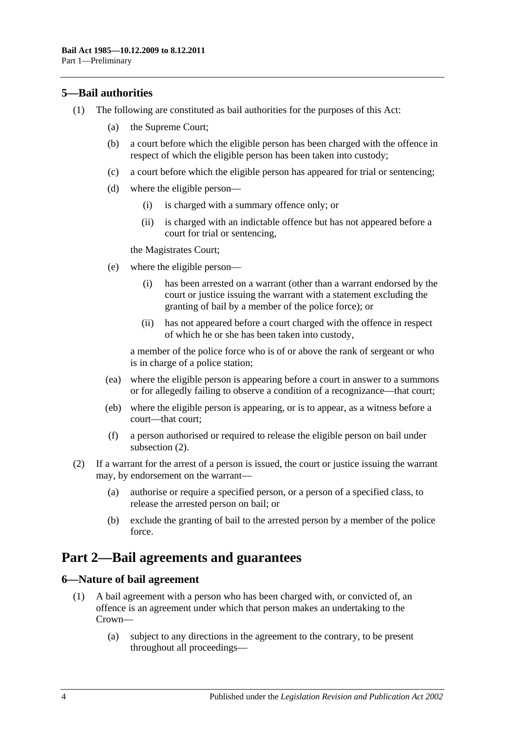## 5—Bail authorities

(1) The following are constituted as bail authorities for the purposes of this Act:

(a) the Supreme Court;

(b) a court before which the eligible person has been charged with the offence in respect of which the eligible person has been taken into custody;

(c) a court before which the eligible person has appeared for trial or sentencing;

(d) where the eligible person—

(i) is charged with a summary offence only; or

(ii) is charged with an indictable offence but has not appeared before a court for trial or sentencing,

the Magistrates Court;

(e) where the eligible person—

(i) has been arrested on a warrant (other than a warrant endorsed by the court or justice issuing the warrant with a statement excluding the granting of bail by a member of the police force); or

(ii) has not appeared before a court charged with the offence in respect of which he or she has been taken into custody,

a member of the police force who is of or above the rank of sergeant or who is in charge of a police station;

(ea) where the eligible person is appearing before a court in answer to a summons or for allegedly failing to observe a condition of a recognizance—that court;

(eb) where the eligible person is appearing, or is to appear, as a witness before a court—that court;

(f) a person authorised or required to release the eligible person on bail under subsection (2).

(2) If a warrant for the arrest of a person is issued, the court or justice issuing the warrant may, by endorsement on the warrant—

(a) authorise or require a specified person, or a person of a specified class, to release the arrested person on bail; or

(b) exclude the granting of bail to the arrested person by a member of the police force.

# Part 2—Bail agreements and guarantees

## 6—Nature of bail agreement

(1) A bail agreement with a person who has been charged with, or convicted of, an offence is an agreement under which that person makes an undertaking to the Crown—

(a) subject to any directions in the agreement to the contrary, to be present throughout all proceedings—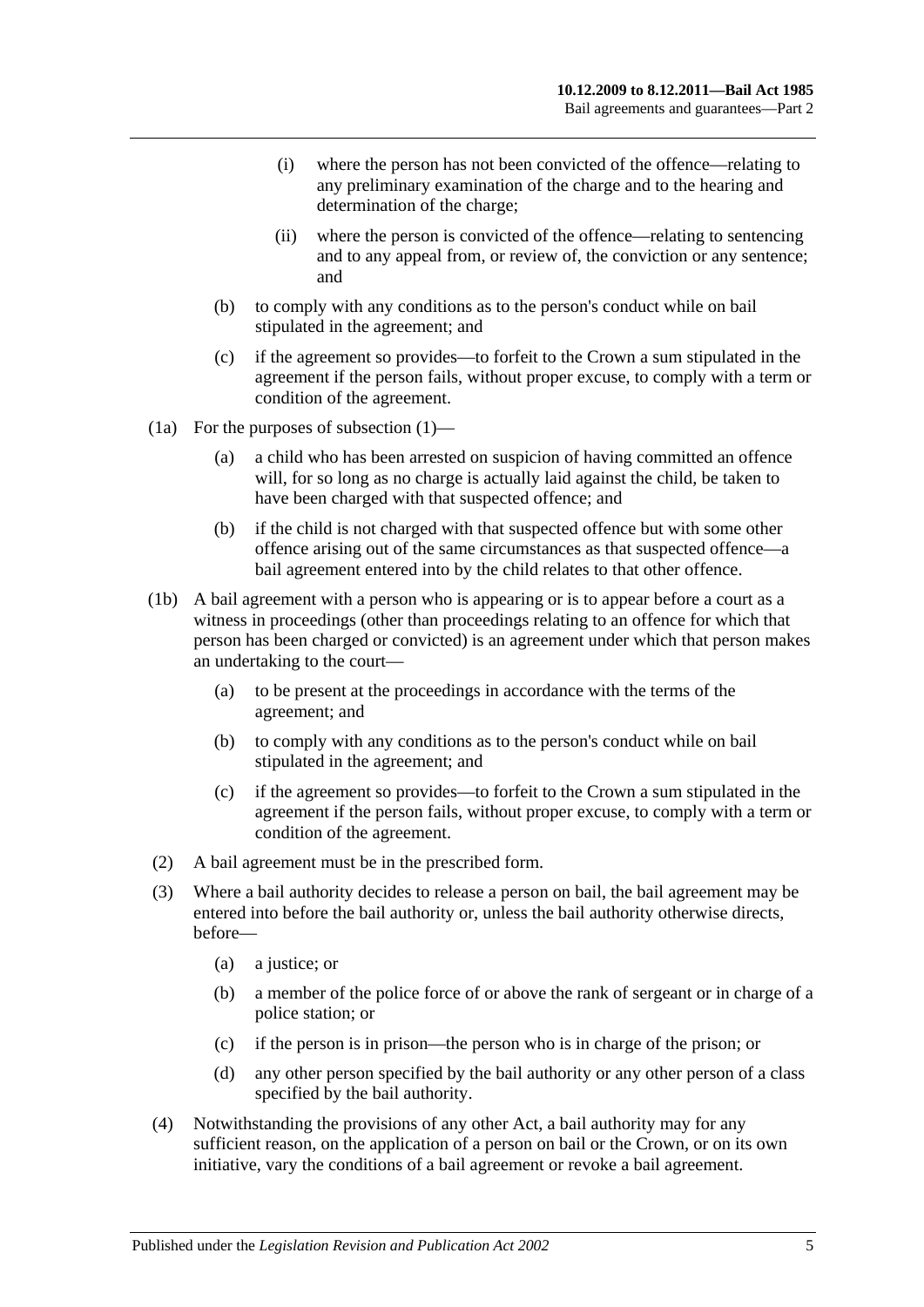(i) where the person has not been convicted of the offence—relating to any preliminary examination of the charge and to the hearing and determination of the charge;

(ii) where the person is convicted of the offence—relating to sentencing and to any appeal from, or review of, the conviction or any sentence; and

(b) to comply with any conditions as to the person's conduct while on bail stipulated in the agreement; and

(c) if the agreement so provides—to forfeit to the Crown a sum stipulated in the agreement if the person fails, without proper excuse, to comply with a term or condition of the agreement.

(1a) For the purposes of subsection (1)—

(a) a child who has been arrested on suspicion of having committed an offence will, for so long as no charge is actually laid against the child, be taken to have been charged with that suspected offence; and

(b) if the child is not charged with that suspected offence but with some other offence arising out of the same circumstances as that suspected offence—a bail agreement entered into by the child relates to that other offence.

(1b) A bail agreement with a person who is appearing or is to appear before a court as a witness in proceedings (other than proceedings relating to an offence for which that person has been charged or convicted) is an agreement under which that person makes an undertaking to the court—

(a) to be present at the proceedings in accordance with the terms of the agreement; and

(b) to comply with any conditions as to the person's conduct while on bail stipulated in the agreement; and

(c) if the agreement so provides—to forfeit to the Crown a sum stipulated in the agreement if the person fails, without proper excuse, to comply with a term or condition of the agreement.

(2) A bail agreement must be in the prescribed form.

(3) Where a bail authority decides to release a person on bail, the bail agreement may be entered into before the bail authority or, unless the bail authority otherwise directs, before—

(a) a justice; or

(b) a member of the police force of or above the rank of sergeant or in charge of a police station; or

(c) if the person is in prison—the person who is in charge of the prison; or

(d) any other person specified by the bail authority or any other person of a class specified by the bail authority.

(4) Notwithstanding the provisions of any other Act, a bail authority may for any sufficient reason, on the application of a person on bail or the Crown, or on its own initiative, vary the conditions of a bail agreement or revoke a bail agreement.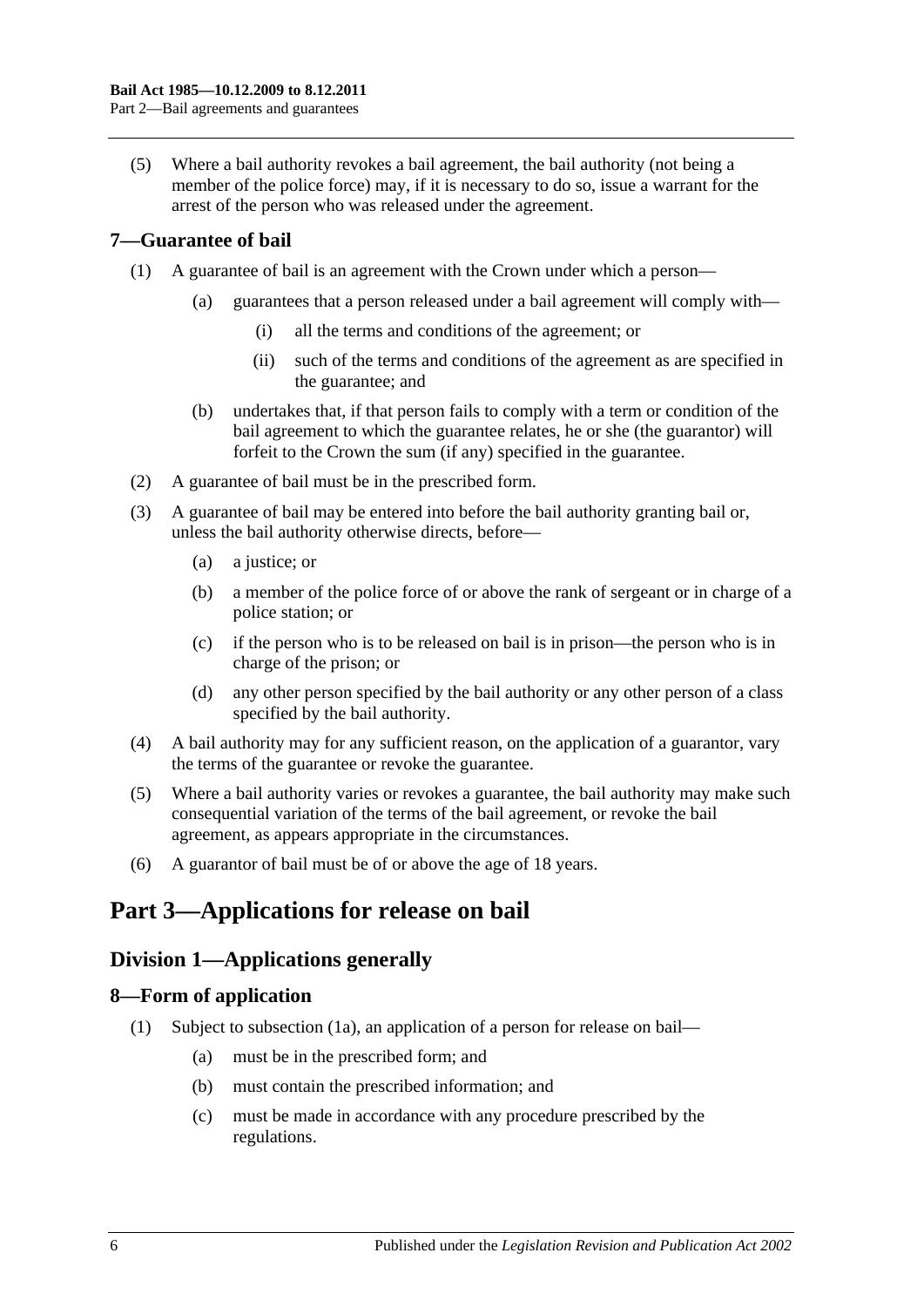(5) Where a bail authority revokes a bail agreement, the bail authority (not being a member of the police force) may, if it is necessary to do so, issue a warrant for the arrest of the person who was released under the agreement.

## 7—Guarantee of bail

(1) A guarantee of bail is an agreement with the Crown under which a person—

- (a) guarantees that a person released under a bail agreement will comply with—
  - (i) all the terms and conditions of the agreement; or
  - (ii) such of the terms and conditions of the agreement as are specified in the guarantee; and
- (b) undertakes that, if that person fails to comply with a term or condition of the bail agreement to which the guarantee relates, he or she (the guarantor) will forfeit to the Crown the sum (if any) specified in the guarantee.

(2) A guarantee of bail must be in the prescribed form.

(3) A guarantee of bail may be entered into before the bail authority granting bail or, unless the bail authority otherwise directs, before—

- (a) a justice; or
- (b) a member of the police force of or above the rank of sergeant or in charge of a police station; or
- (c) if the person who is to be released on bail is in prison—the person who is in charge of the prison; or
- (d) any other person specified by the bail authority or any other person of a class specified by the bail authority.

(4) A bail authority may for any sufficient reason, on the application of a guarantor, vary the terms of the guarantee or revoke the guarantee.

(5) Where a bail authority varies or revokes a guarantee, the bail authority may make such consequential variation of the terms of the bail agreement, or revoke the bail agreement, as appears appropriate in the circumstances.

(6) A guarantor of bail must be of or above the age of 18 years.

# Part 3—Applications for release on bail

## Division 1—Applications generally

## 8—Form of application

(1) Subject to subsection (1a), an application of a person for release on bail—

- (a) must be in the prescribed form; and
- (b) must contain the prescribed information; and
- (c) must be made in accordance with any procedure prescribed by the regulations.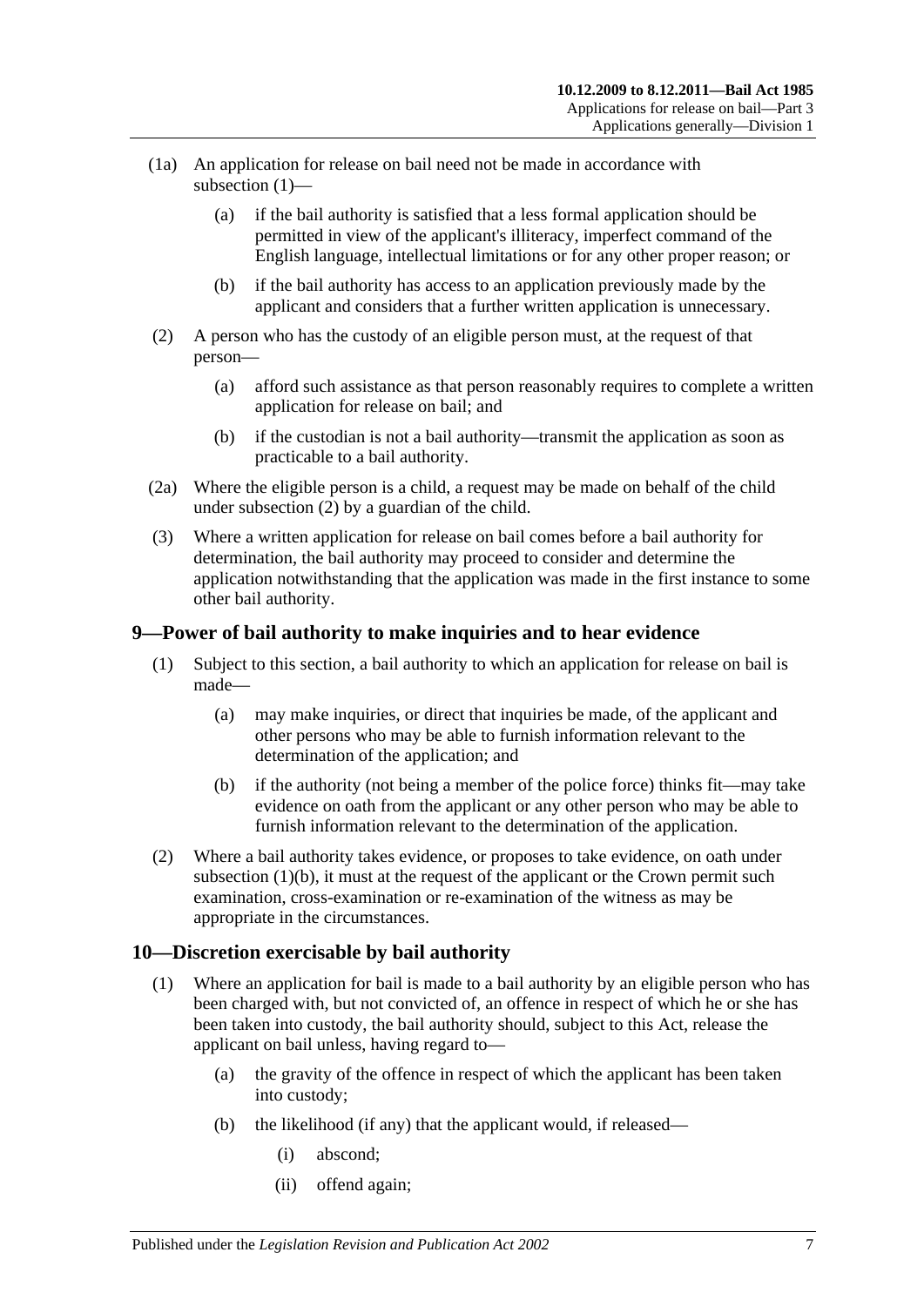(1a) An application for release on bail need not be made in accordance with subsection (1)—

(a) if the bail authority is satisfied that a less formal application should be permitted in view of the applicant's illiteracy, imperfect command of the English language, intellectual limitations or for any other proper reason; or

(b) if the bail authority has access to an application previously made by the applicant and considers that a further written application is unnecessary.

(2) A person who has the custody of an eligible person must, at the request of that person—

(a) afford such assistance as that person reasonably requires to complete a written application for release on bail; and

(b) if the custodian is not a bail authority—transmit the application as soon as practicable to a bail authority.

(2a) Where the eligible person is a child, a request may be made on behalf of the child under subsection (2) by a guardian of the child.

(3) Where a written application for release on bail comes before a bail authority for determination, the bail authority may proceed to consider and determine the application notwithstanding that the application was made in the first instance to some other bail authority.

## 9—Power of bail authority to make inquiries and to hear evidence

(1) Subject to this section, a bail authority to which an application for release on bail is made—

(a) may make inquiries, or direct that inquiries be made, of the applicant and other persons who may be able to furnish information relevant to the determination of the application; and

(b) if the authority (not being a member of the police force) thinks fit—may take evidence on oath from the applicant or any other person who may be able to furnish information relevant to the determination of the application.

(2) Where a bail authority takes evidence, or proposes to take evidence, on oath under subsection (1)(b), it must at the request of the applicant or the Crown permit such examination, cross-examination or re-examination of the witness as may be appropriate in the circumstances.

## 10—Discretion exercisable by bail authority

(1) Where an application for bail is made to a bail authority by an eligible person who has been charged with, but not convicted of, an offence in respect of which he or she has been taken into custody, the bail authority should, subject to this Act, release the applicant on bail unless, having regard to—

(a) the gravity of the offence in respect of which the applicant has been taken into custody;

(b) the likelihood (if any) that the applicant would, if released—

(i) abscond;

(ii) offend again;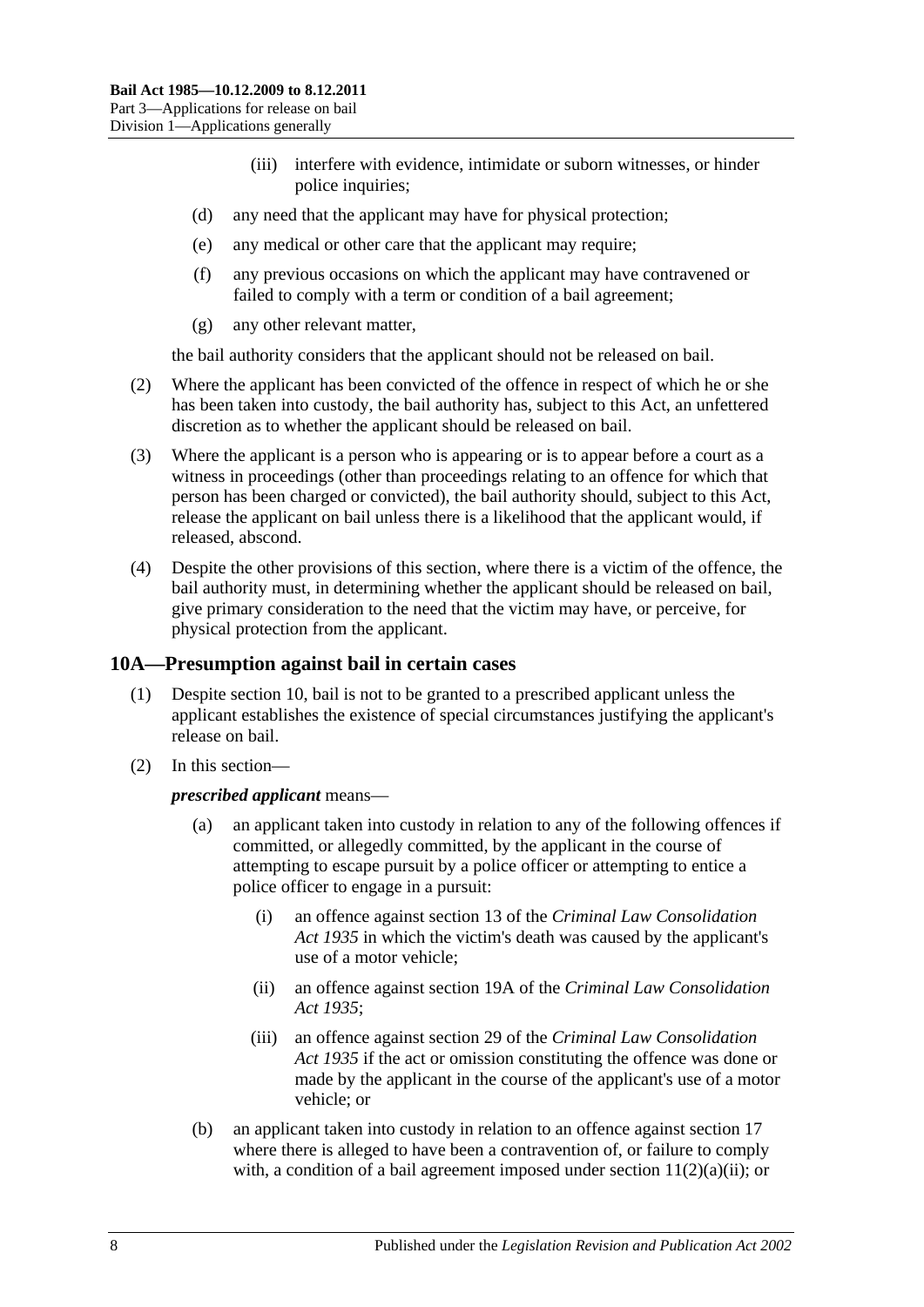(iii) interfere with evidence, intimidate or suborn witnesses, or hinder police inquiries;

(d) any need that the applicant may have for physical protection;

(e) any medical or other care that the applicant may require;

(f) any previous occasions on which the applicant may have contravened or failed to comply with a term or condition of a bail agreement;

(g) any other relevant matter,

the bail authority considers that the applicant should not be released on bail.

(2) Where the applicant has been convicted of the offence in respect of which he or she has been taken into custody, the bail authority has, subject to this Act, an unfettered discretion as to whether the applicant should be released on bail.

(3) Where the applicant is a person who is appearing or is to appear before a court as a witness in proceedings (other than proceedings relating to an offence for which that person has been charged or convicted), the bail authority should, subject to this Act, release the applicant on bail unless there is a likelihood that the applicant would, if released, abscond.

(4) Despite the other provisions of this section, where there is a victim of the offence, the bail authority must, in determining whether the applicant should be released on bail, give primary consideration to the need that the victim may have, or perceive, for physical protection from the applicant.

## 10A—Presumption against bail in certain cases

(1) Despite section 10, bail is not to be granted to a prescribed applicant unless the applicant establishes the existence of special circumstances justifying the applicant's release on bail.

(2) In this section—

***prescribed applicant*** means—

(a) an applicant taken into custody in relation to any of the following offences if committed, or allegedly committed, by the applicant in the course of attempting to escape pursuit by a police officer or attempting to entice a police officer to engage in a pursuit:

(i) an offence against section 13 of the *Criminal Law Consolidation Act 1935* in which the victim's death was caused by the applicant's use of a motor vehicle;

(ii) an offence against section 19A of the *Criminal Law Consolidation Act 1935*;

(iii) an offence against section 29 of the *Criminal Law Consolidation Act 1935* if the act or omission constituting the offence was done or made by the applicant in the course of the applicant's use of a motor vehicle; or

(b) an applicant taken into custody in relation to an offence against section 17 where there is alleged to have been a contravention of, or failure to comply with, a condition of a bail agreement imposed under section 11(2)(a)(ii); or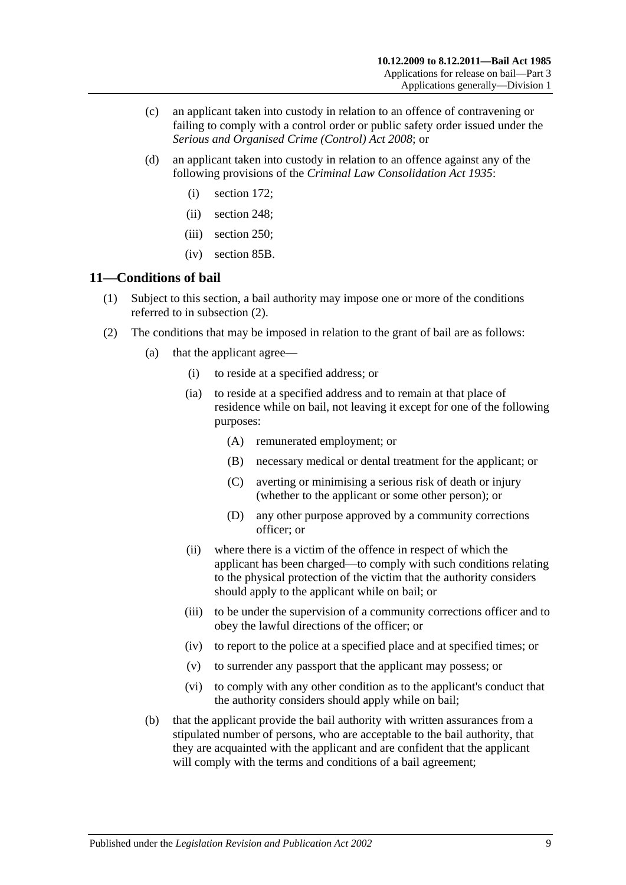(c) an applicant taken into custody in relation to an offence of contravening or failing to comply with a control order or public safety order issued under the *Serious and Organised Crime (Control) Act 2008*; or

(d) an applicant taken into custody in relation to an offence against any of the following provisions of the *Criminal Law Consolidation Act 1935*:

(i) section 172;

(ii) section 248;

(iii) section 250;

(iv) section 85B.

## 11—Conditions of bail

(1) Subject to this section, a bail authority may impose one or more of the conditions referred to in subsection (2).

(2) The conditions that may be imposed in relation to the grant of bail are as follows:

(a) that the applicant agree—

(i) to reside at a specified address; or

(ia) to reside at a specified address and to remain at that place of residence while on bail, not leaving it except for one of the following purposes:

(A) remunerated employment; or

(B) necessary medical or dental treatment for the applicant; or

(C) averting or minimising a serious risk of death or injury (whether to the applicant or some other person); or

(D) any other purpose approved by a community corrections officer; or

(ii) where there is a victim of the offence in respect of which the applicant has been charged—to comply with such conditions relating to the physical protection of the victim that the authority considers should apply to the applicant while on bail; or

(iii) to be under the supervision of a community corrections officer and to obey the lawful directions of the officer; or

(iv) to report to the police at a specified place and at specified times; or

(v) to surrender any passport that the applicant may possess; or

(vi) to comply with any other condition as to the applicant's conduct that the authority considers should apply while on bail;

(b) that the applicant provide the bail authority with written assurances from a stipulated number of persons, who are acceptable to the bail authority, that they are acquainted with the applicant and are confident that the applicant will comply with the terms and conditions of a bail agreement;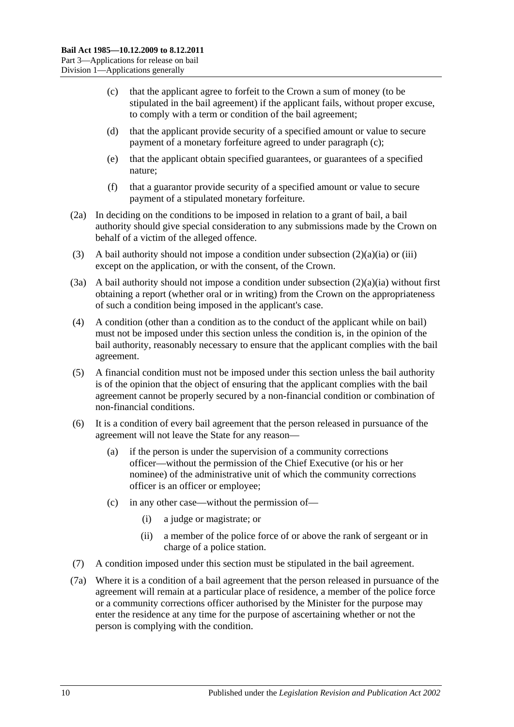(c) that the applicant agree to forfeit to the Crown a sum of money (to be stipulated in the bail agreement) if the applicant fails, without proper excuse, to comply with a term or condition of the bail agreement;

(d) that the applicant provide security of a specified amount or value to secure payment of a monetary forfeiture agreed to under paragraph (c);

(e) that the applicant obtain specified guarantees, or guarantees of a specified nature;

(f) that a guarantor provide security of a specified amount or value to secure payment of a stipulated monetary forfeiture.

(2a) In deciding on the conditions to be imposed in relation to a grant of bail, a bail authority should give special consideration to any submissions made by the Crown on behalf of a victim of the alleged offence.

(3) A bail authority should not impose a condition under subsection (2)(a)(ia) or (iii) except on the application, or with the consent, of the Crown.

(3a) A bail authority should not impose a condition under subsection (2)(a)(ia) without first obtaining a report (whether oral or in writing) from the Crown on the appropriateness of such a condition being imposed in the applicant's case.

(4) A condition (other than a condition as to the conduct of the applicant while on bail) must not be imposed under this section unless the condition is, in the opinion of the bail authority, reasonably necessary to ensure that the applicant complies with the bail agreement.

(5) A financial condition must not be imposed under this section unless the bail authority is of the opinion that the object of ensuring that the applicant complies with the bail agreement cannot be properly secured by a non-financial condition or combination of non-financial conditions.

(6) It is a condition of every bail agreement that the person released in pursuance of the agreement will not leave the State for any reason—

(a) if the person is under the supervision of a community corrections officer—without the permission of the Chief Executive (or his or her nominee) of the administrative unit of which the community corrections officer is an officer or employee;

(c) in any other case—without the permission of—

(i) a judge or magistrate; or

(ii) a member of the police force of or above the rank of sergeant or in charge of a police station.

(7) A condition imposed under this section must be stipulated in the bail agreement.

(7a) Where it is a condition of a bail agreement that the person released in pursuance of the agreement will remain at a particular place of residence, a member of the police force or a community corrections officer authorised by the Minister for the purpose may enter the residence at any time for the purpose of ascertaining whether or not the person is complying with the condition.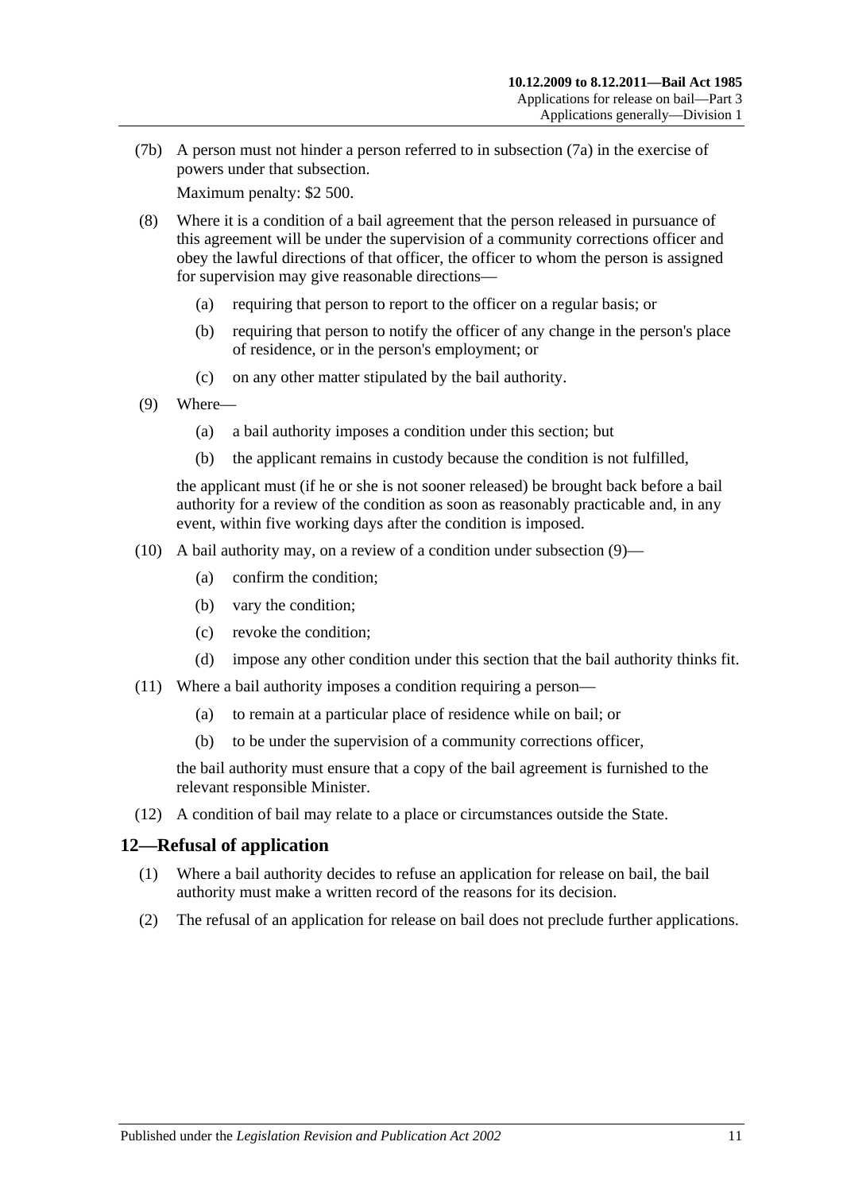(7b) A person must not hinder a person referred to in subsection (7a) in the exercise of powers under that subsection.

Maximum penalty: $2 500.

(8) Where it is a condition of a bail agreement that the person released in pursuance of this agreement will be under the supervision of a community corrections officer and obey the lawful directions of that officer, the officer to whom the person is assigned for supervision may give reasonable directions—

(a) requiring that person to report to the officer on a regular basis; or

(b) requiring that person to notify the officer of any change in the person's place of residence, or in the person's employment; or

(c) on any other matter stipulated by the bail authority.

(9) Where—

(a) a bail authority imposes a condition under this section; but

(b) the applicant remains in custody because the condition is not fulfilled,

the applicant must (if he or she is not sooner released) be brought back before a bail authority for a review of the condition as soon as reasonably practicable and, in any event, within five working days after the condition is imposed.

(10) A bail authority may, on a review of a condition under subsection (9)—

(a) confirm the condition;

(b) vary the condition;

(c) revoke the condition;

(d) impose any other condition under this section that the bail authority thinks fit.

(11) Where a bail authority imposes a condition requiring a person—

(a) to remain at a particular place of residence while on bail; or

(b) to be under the supervision of a community corrections officer,

the bail authority must ensure that a copy of the bail agreement is furnished to the relevant responsible Minister.

(12) A condition of bail may relate to a place or circumstances outside the State.

## 12—Refusal of application

(1) Where a bail authority decides to refuse an application for release on bail, the bail authority must make a written record of the reasons for its decision.

(2) The refusal of an application for release on bail does not preclude further applications.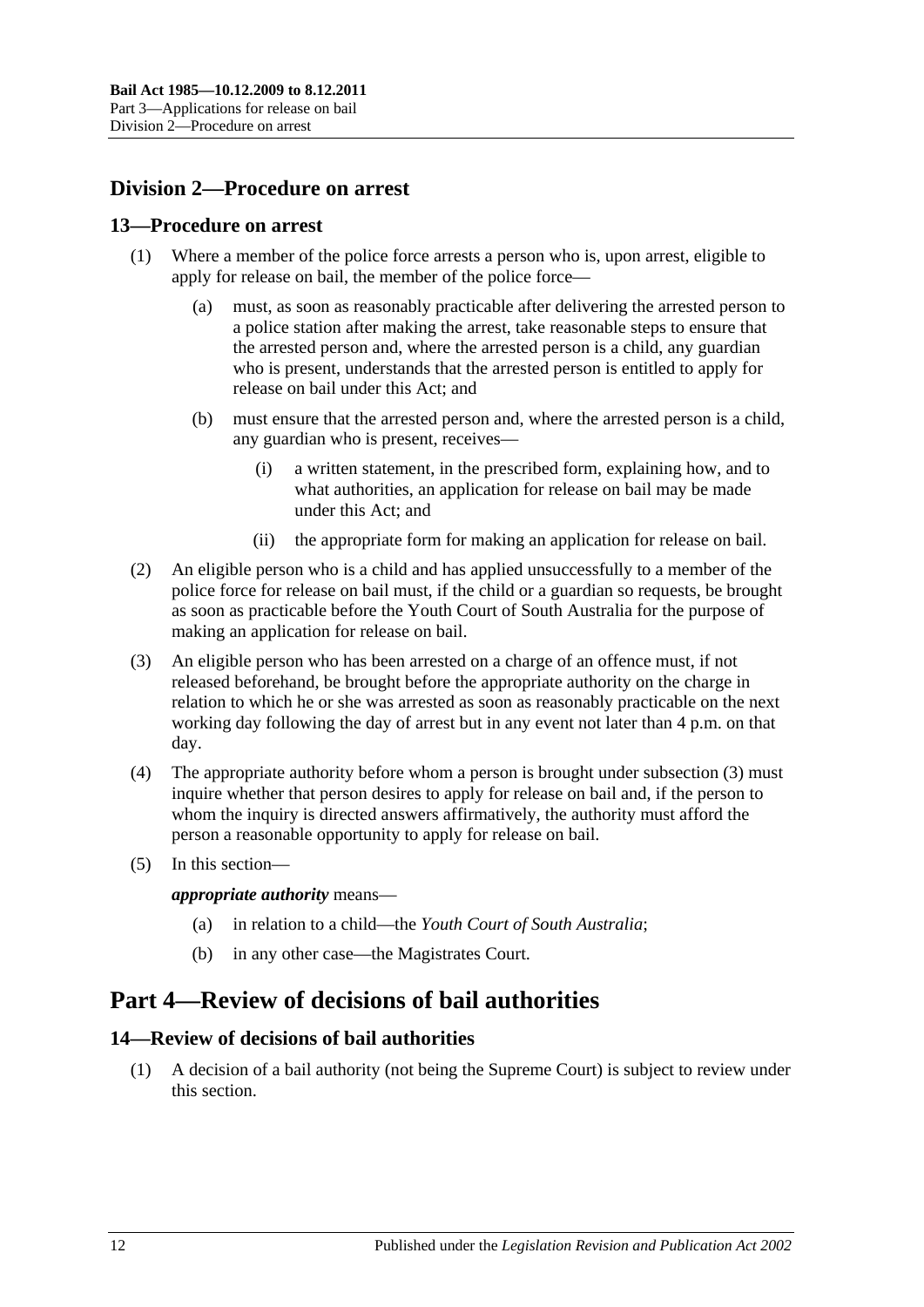## Division 2—Procedure on arrest

### 13—Procedure on arrest

(1) Where a member of the police force arrests a person who is, upon arrest, eligible to apply for release on bail, the member of the police force—

(a) must, as soon as reasonably practicable after delivering the arrested person to a police station after making the arrest, take reasonable steps to ensure that the arrested person and, where the arrested person is a child, any guardian who is present, understands that the arrested person is entitled to apply for release on bail under this Act; and

(b) must ensure that the arrested person and, where the arrested person is a child, any guardian who is present, receives—

(i) a written statement, in the prescribed form, explaining how, and to what authorities, an application for release on bail may be made under this Act; and

(ii) the appropriate form for making an application for release on bail.

(2) An eligible person who is a child and has applied unsuccessfully to a member of the police force for release on bail must, if the child or a guardian so requests, be brought as soon as practicable before the Youth Court of South Australia for the purpose of making an application for release on bail.

(3) An eligible person who has been arrested on a charge of an offence must, if not released beforehand, be brought before the appropriate authority on the charge in relation to which he or she was arrested as soon as reasonably practicable on the next working day following the day of arrest but in any event not later than 4 p.m. on that day.

(4) The appropriate authority before whom a person is brought under subsection (3) must inquire whether that person desires to apply for release on bail and, if the person to whom the inquiry is directed answers affirmatively, the authority must afford the person a reasonable opportunity to apply for release on bail.

(5) In this section—

***appropriate authority*** means—

(a) in relation to a child—the *Youth Court of South Australia*;

(b) in any other case—the Magistrates Court.

# Part 4—Review of decisions of bail authorities

### 14—Review of decisions of bail authorities

(1) A decision of a bail authority (not being the Supreme Court) is subject to review under this section.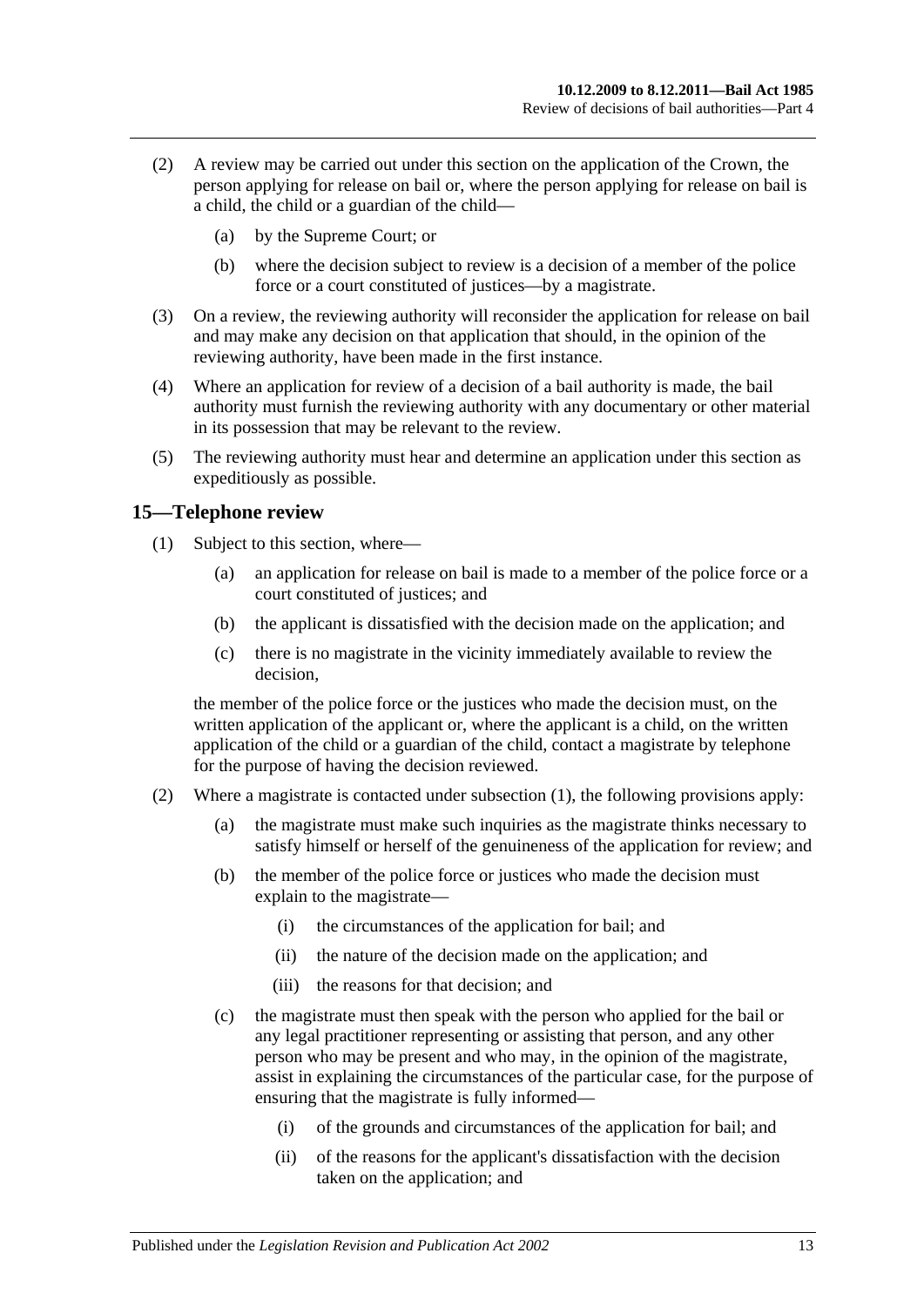(2) A review may be carried out under this section on the application of the Crown, the person applying for release on bail or, where the person applying for release on bail is a child, the child or a guardian of the child—

(a) by the Supreme Court; or

(b) where the decision subject to review is a decision of a member of the police force or a court constituted of justices—by a magistrate.

(3) On a review, the reviewing authority will reconsider the application for release on bail and may make any decision on that application that should, in the opinion of the reviewing authority, have been made in the first instance.

(4) Where an application for review of a decision of a bail authority is made, the bail authority must furnish the reviewing authority with any documentary or other material in its possession that may be relevant to the review.

(5) The reviewing authority must hear and determine an application under this section as expeditiously as possible.

## 15—Telephone review

(1) Subject to this section, where—

(a) an application for release on bail is made to a member of the police force or a court constituted of justices; and

(b) the applicant is dissatisfied with the decision made on the application; and

(c) there is no magistrate in the vicinity immediately available to review the decision,

the member of the police force or the justices who made the decision must, on the written application of the applicant or, where the applicant is a child, on the written application of the child or a guardian of the child, contact a magistrate by telephone for the purpose of having the decision reviewed.

(2) Where a magistrate is contacted under subsection (1), the following provisions apply:

(a) the magistrate must make such inquiries as the magistrate thinks necessary to satisfy himself or herself of the genuineness of the application for review; and

(b) the member of the police force or justices who made the decision must explain to the magistrate—

(i) the circumstances of the application for bail; and

(ii) the nature of the decision made on the application; and

(iii) the reasons for that decision; and

(c) the magistrate must then speak with the person who applied for the bail or any legal practitioner representing or assisting that person, and any other person who may be present and who may, in the opinion of the magistrate, assist in explaining the circumstances of the particular case, for the purpose of ensuring that the magistrate is fully informed—

(i) of the grounds and circumstances of the application for bail; and

(ii) of the reasons for the applicant's dissatisfaction with the decision taken on the application; and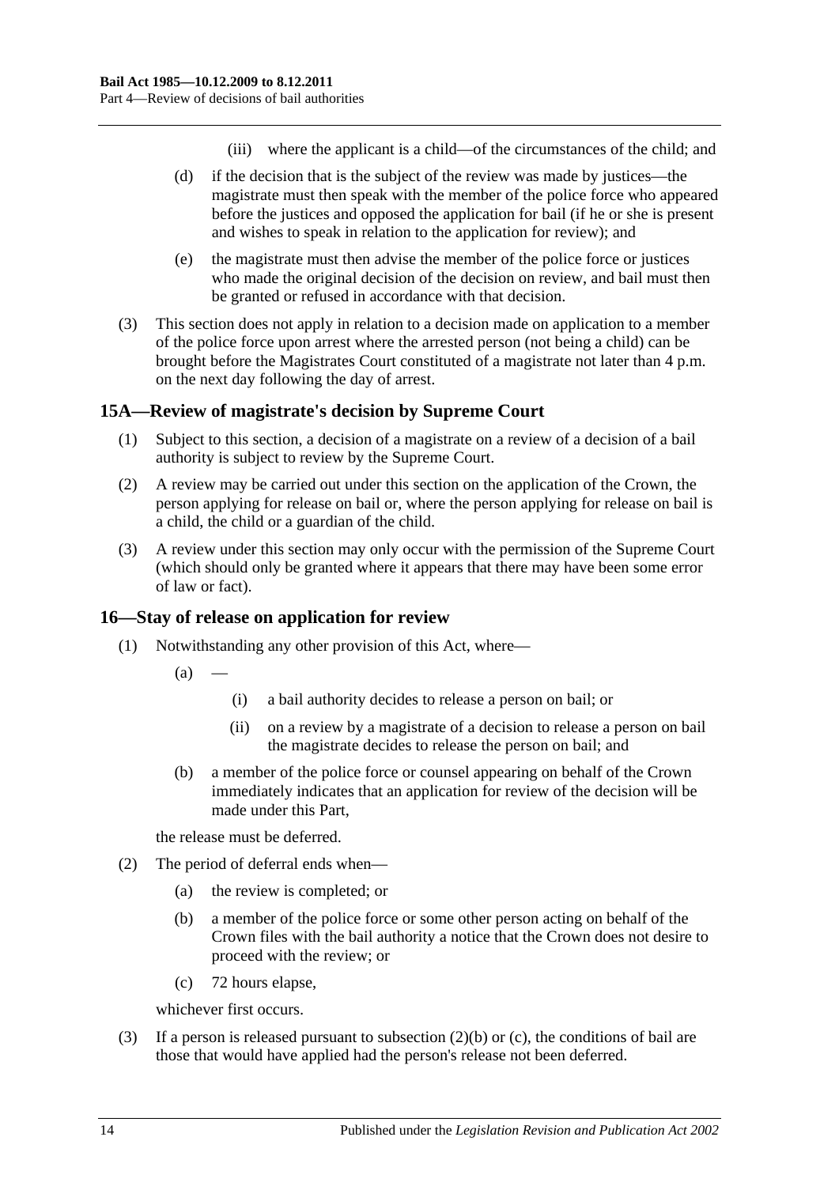(iii) where the applicant is a child—of the circumstances of the child; and

(d) if the decision that is the subject of the review was made by justices—the magistrate must then speak with the member of the police force who appeared before the justices and opposed the application for bail (if he or she is present and wishes to speak in relation to the application for review); and

(e) the magistrate must then advise the member of the police force or justices who made the original decision of the decision on review, and bail must then be granted or refused in accordance with that decision.

(3) This section does not apply in relation to a decision made on application to a member of the police force upon arrest where the arrested person (not being a child) can be brought before the Magistrates Court constituted of a magistrate not later than 4 p.m. on the next day following the day of arrest.

## 15A—Review of magistrate's decision by Supreme Court

(1) Subject to this section, a decision of a magistrate on a review of a decision of a bail authority is subject to review by the Supreme Court.

(2) A review may be carried out under this section on the application of the Crown, the person applying for release on bail or, where the person applying for release on bail is a child, the child or a guardian of the child.

(3) A review under this section may only occur with the permission of the Supreme Court (which should only be granted where it appears that there may have been some error of law or fact).

## 16—Stay of release on application for review

(1) Notwithstanding any other provision of this Act, where—

(a) —

(i) a bail authority decides to release a person on bail; or

(ii) on a review by a magistrate of a decision to release a person on bail the magistrate decides to release the person on bail; and

(b) a member of the police force or counsel appearing on behalf of the Crown immediately indicates that an application for review of the decision will be made under this Part,

the release must be deferred.

(2) The period of deferral ends when—

(a) the review is completed; or

(b) a member of the police force or some other person acting on behalf of the Crown files with the bail authority a notice that the Crown does not desire to proceed with the review; or

(c) 72 hours elapse,

whichever first occurs.

(3) If a person is released pursuant to subsection (2)(b) or (c), the conditions of bail are those that would have applied had the person's release not been deferred.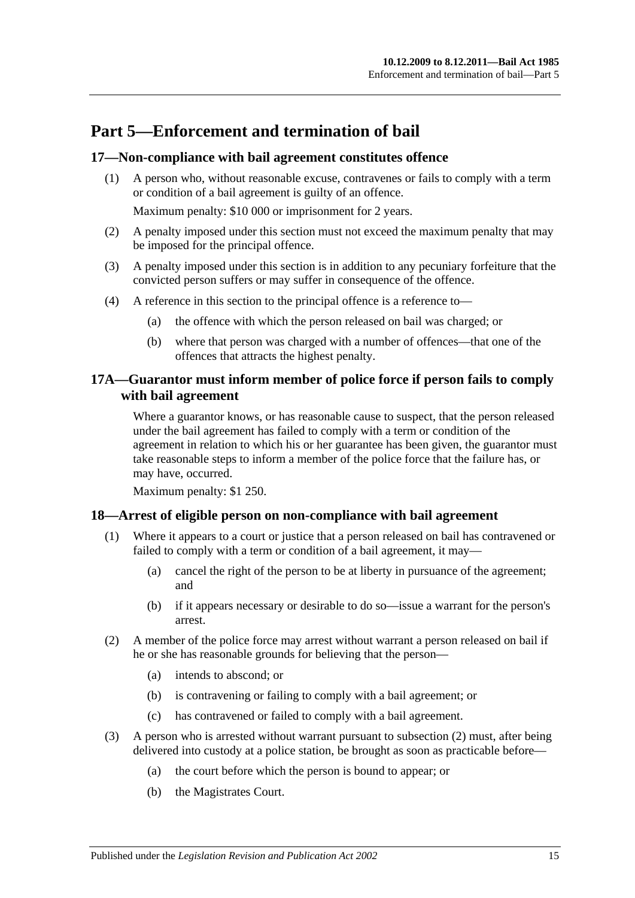# Part 5—Enforcement and termination of bail

## 17—Non-compliance with bail agreement constitutes offence

(1) A person who, without reasonable excuse, contravenes or fails to comply with a term or condition of a bail agreement is guilty of an offence.

Maximum penalty: $10 000 or imprisonment for 2 years.

(2) A penalty imposed under this section must not exceed the maximum penalty that may be imposed for the principal offence.

(3) A penalty imposed under this section is in addition to any pecuniary forfeiture that the convicted person suffers or may suffer in consequence of the offence.

(4) A reference in this section to the principal offence is a reference to—

(a) the offence with which the person released on bail was charged; or

(b) where that person was charged with a number of offences—that one of the offences that attracts the highest penalty.

## 17A—Guarantor must inform member of police force if person fails to comply with bail agreement

Where a guarantor knows, or has reasonable cause to suspect, that the person released under the bail agreement has failed to comply with a term or condition of the agreement in relation to which his or her guarantee has been given, the guarantor must take reasonable steps to inform a member of the police force that the failure has, or may have, occurred.

Maximum penalty: $1 250.

## 18—Arrest of eligible person on non-compliance with bail agreement

(1) Where it appears to a court or justice that a person released on bail has contravened or failed to comply with a term or condition of a bail agreement, it may—

(a) cancel the right of the person to be at liberty in pursuance of the agreement; and

(b) if it appears necessary or desirable to do so—issue a warrant for the person's arrest.

(2) A member of the police force may arrest without warrant a person released on bail if he or she has reasonable grounds for believing that the person—

(a) intends to abscond; or

(b) is contravening or failing to comply with a bail agreement; or

(c) has contravened or failed to comply with a bail agreement.

(3) A person who is arrested without warrant pursuant to subsection (2) must, after being delivered into custody at a police station, be brought as soon as practicable before—

(a) the court before which the person is bound to appear; or

(b) the Magistrates Court.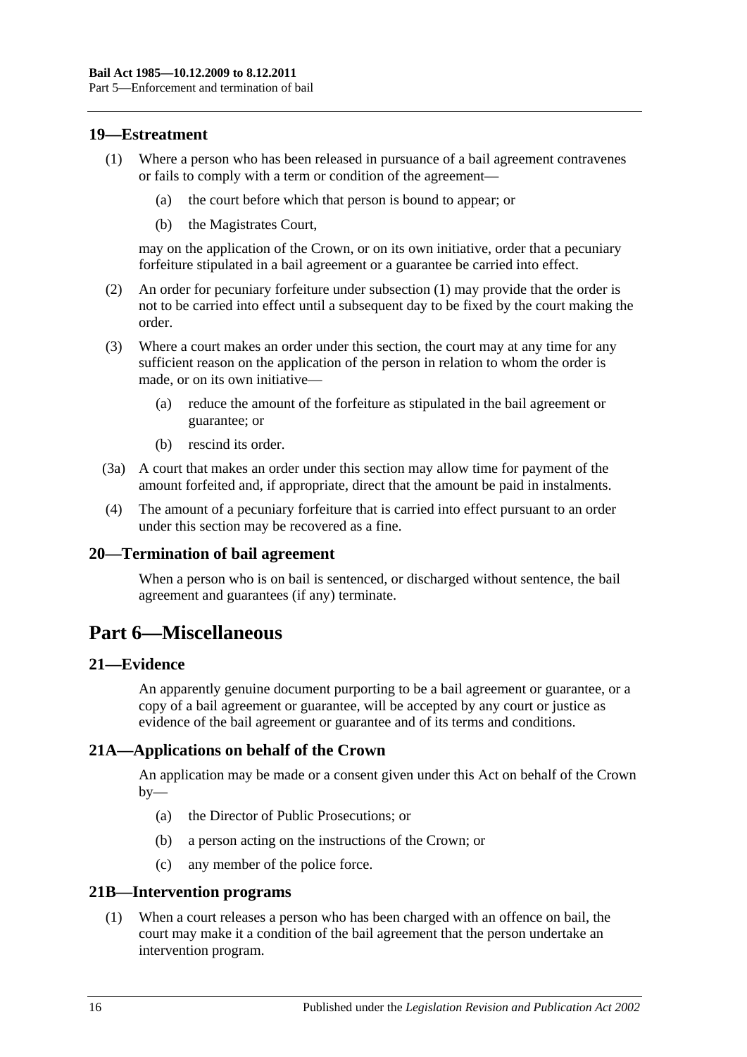## 19—Estreatment

(1) Where a person who has been released in pursuance of a bail agreement contravenes or fails to comply with a term or condition of the agreement—

(a) the court before which that person is bound to appear; or

(b) the Magistrates Court,

may on the application of the Crown, or on its own initiative, order that a pecuniary forfeiture stipulated in a bail agreement or a guarantee be carried into effect.

(2) An order for pecuniary forfeiture under subsection (1) may provide that the order is not to be carried into effect until a subsequent day to be fixed by the court making the order.

(3) Where a court makes an order under this section, the court may at any time for any sufficient reason on the application of the person in relation to whom the order is made, or on its own initiative—

(a) reduce the amount of the forfeiture as stipulated in the bail agreement or guarantee; or

(b) rescind its order.

(3a) A court that makes an order under this section may allow time for payment of the amount forfeited and, if appropriate, direct that the amount be paid in instalments.

(4) The amount of a pecuniary forfeiture that is carried into effect pursuant to an order under this section may be recovered as a fine.

## 20—Termination of bail agreement

When a person who is on bail is sentenced, or discharged without sentence, the bail agreement and guarantees (if any) terminate.

# Part 6—Miscellaneous

## 21—Evidence

An apparently genuine document purporting to be a bail agreement or guarantee, or a copy of a bail agreement or guarantee, will be accepted by any court or justice as evidence of the bail agreement or guarantee and of its terms and conditions.

## 21A—Applications on behalf of the Crown

An application may be made or a consent given under this Act on behalf of the Crown by—

(a) the Director of Public Prosecutions; or

(b) a person acting on the instructions of the Crown; or

(c) any member of the police force.

## 21B—Intervention programs

(1) When a court releases a person who has been charged with an offence on bail, the court may make it a condition of the bail agreement that the person undertake an intervention program.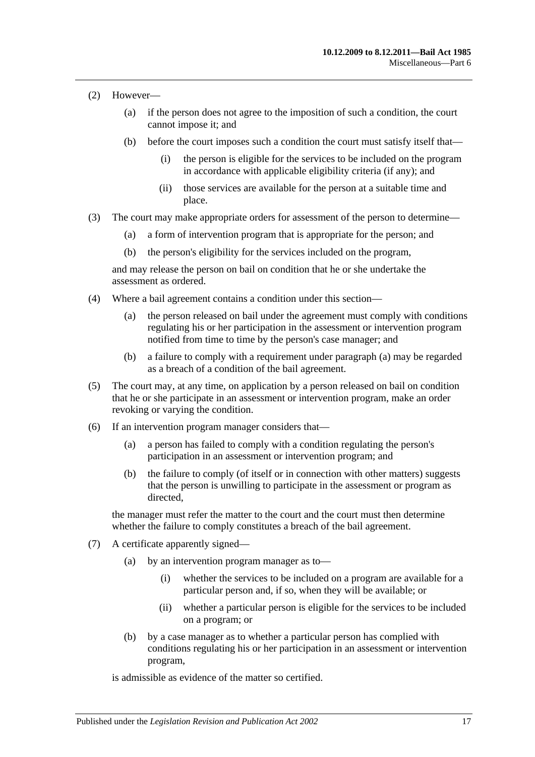(2) However—

(a) if the person does not agree to the imposition of such a condition, the court cannot impose it; and

(b) before the court imposes such a condition the court must satisfy itself that—

(i) the person is eligible for the services to be included on the program in accordance with applicable eligibility criteria (if any); and

(ii) those services are available for the person at a suitable time and place.

(3) The court may make appropriate orders for assessment of the person to determine—

(a) a form of intervention program that is appropriate for the person; and

(b) the person's eligibility for the services included on the program,

and may release the person on bail on condition that he or she undertake the assessment as ordered.

(4) Where a bail agreement contains a condition under this section—

(a) the person released on bail under the agreement must comply with conditions regulating his or her participation in the assessment or intervention program notified from time to time by the person's case manager; and

(b) a failure to comply with a requirement under paragraph (a) may be regarded as a breach of a condition of the bail agreement.

(5) The court may, at any time, on application by a person released on bail on condition that he or she participate in an assessment or intervention program, make an order revoking or varying the condition.

(6) If an intervention program manager considers that—

(a) a person has failed to comply with a condition regulating the person's participation in an assessment or intervention program; and

(b) the failure to comply (of itself or in connection with other matters) suggests that the person is unwilling to participate in the assessment or program as directed,

the manager must refer the matter to the court and the court must then determine whether the failure to comply constitutes a breach of the bail agreement.

(7) A certificate apparently signed—

(a) by an intervention program manager as to—

(i) whether the services to be included on a program are available for a particular person and, if so, when they will be available; or

(ii) whether a particular person is eligible for the services to be included on a program; or

(b) by a case manager as to whether a particular person has complied with conditions regulating his or her participation in an assessment or intervention program,

is admissible as evidence of the matter so certified.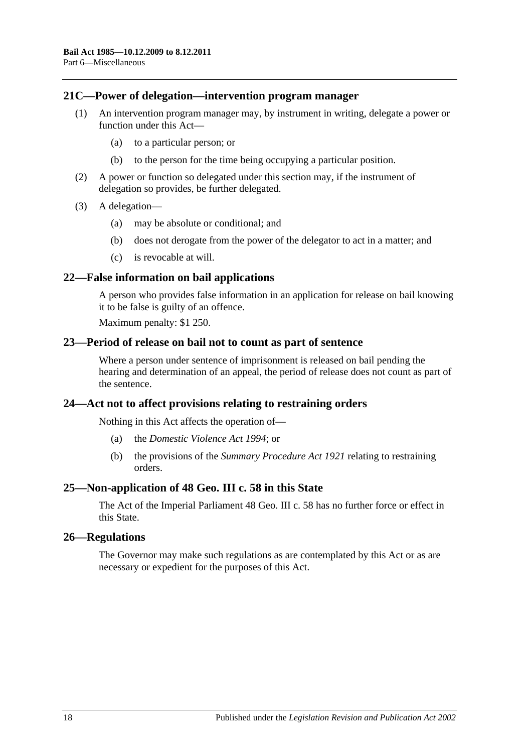## 21C—Power of delegation—intervention program manager

(1) An intervention program manager may, by instrument in writing, delegate a power or function under this Act—

(a) to a particular person; or

(b) to the person for the time being occupying a particular position.

(2) A power or function so delegated under this section may, if the instrument of delegation so provides, be further delegated.

(3) A delegation—

(a) may be absolute or conditional; and

(b) does not derogate from the power of the delegator to act in a matter; and

(c) is revocable at will.

## 22—False information on bail applications

A person who provides false information in an application for release on bail knowing it to be false is guilty of an offence.

Maximum penalty: $1 250.

## 23—Period of release on bail not to count as part of sentence

Where a person under sentence of imprisonment is released on bail pending the hearing and determination of an appeal, the period of release does not count as part of the sentence.

## 24—Act not to affect provisions relating to restraining orders

Nothing in this Act affects the operation of—

(a) the *Domestic Violence Act 1994*; or

(b) the provisions of the *Summary Procedure Act 1921* relating to restraining orders.

## 25—Non-application of 48 Geo. III c. 58 in this State

The Act of the Imperial Parliament 48 Geo. III c. 58 has no further force or effect in this State.

## 26—Regulations

The Governor may make such regulations as are contemplated by this Act or as are necessary or expedient for the purposes of this Act.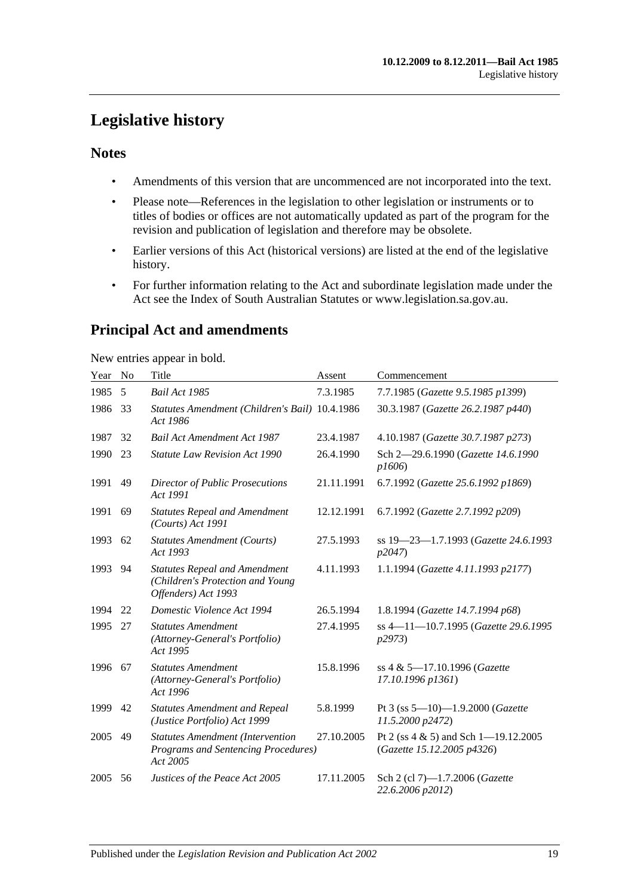# Legislative history

## Notes

- Amendments of this version that are uncommenced are not incorporated into the text.
- Please note—References in the legislation to other legislation or instruments or to titles of bodies or offices are not automatically updated as part of the program for the revision and publication of legislation and therefore may be obsolete.
- Earlier versions of this Act (historical versions) are listed at the end of the legislative history.
- For further information relating to the Act and subordinate legislation made under the Act see the Index of South Australian Statutes or www.legislation.sa.gov.au.

## Principal Act and amendments

New entries appear in bold.

| Year | No | Title | Assent | Commencement |
|---|---|---|---|---|
| 1985 | 5 | *Bail Act 1985* | 7.3.1985 | 7.7.1985 (*Gazette 9.5.1985 p1399*) |
| 1986 | 33 | *Statutes Amendment (Children's Bail) Act 1986* | 10.4.1986 | 30.3.1987 (*Gazette 26.2.1987 p440*) |
| 1987 | 32 | *Bail Act Amendment Act 1987* | 23.4.1987 | 4.10.1987 (*Gazette 30.7.1987 p273*) |
| 1990 | 23 | *Statute Law Revision Act 1990* | 26.4.1990 | Sch 2—29.6.1990 (*Gazette 14.6.1990 p1606*) |
| 1991 | 49 | *Director of Public Prosecutions Act 1991* | 21.11.1991 | 6.7.1992 (*Gazette 25.6.1992 p1869*) |
| 1991 | 69 | *Statutes Repeal and Amendment (Courts) Act 1991* | 12.12.1991 | 6.7.1992 (*Gazette 2.7.1992 p209*) |
| 1993 | 62 | *Statutes Amendment (Courts) Act 1993* | 27.5.1993 | ss 19—23—1.7.1993 (*Gazette 24.6.1993 p2047*) |
| 1993 | 94 | *Statutes Repeal and Amendment (Children's Protection and Young Offenders) Act 1993* | 4.11.1993 | 1.1.1994 (*Gazette 4.11.1993 p2177*) |
| 1994 | 22 | *Domestic Violence Act 1994* | 26.5.1994 | 1.8.1994 (*Gazette 14.7.1994 p68*) |
| 1995 | 27 | *Statutes Amendment (Attorney-General's Portfolio) Act 1995* | 27.4.1995 | ss 4—11—10.7.1995 (*Gazette 29.6.1995 p2973*) |
| 1996 | 67 | *Statutes Amendment (Attorney-General's Portfolio) Act 1996* | 15.8.1996 | ss 4 & 5—17.10.1996 (*Gazette 17.10.1996 p1361*) |
| 1999 | 42 | *Statutes Amendment and Repeal (Justice Portfolio) Act 1999* | 5.8.1999 | Pt 3 (ss 5—10)—1.9.2000 (*Gazette 11.5.2000 p2472*) |
| 2005 | 49 | *Statutes Amendment (Intervention Programs and Sentencing Procedures) Act 2005* | 27.10.2005 | Pt 2 (ss 4 & 5) and Sch 1—19.12.2005 (*Gazette 15.12.2005 p4326*) |
| 2005 | 56 | *Justices of the Peace Act 2005* | 17.11.2005 | Sch 2 (cl 7)—1.7.2006 (*Gazette 22.6.2006 p2012*) |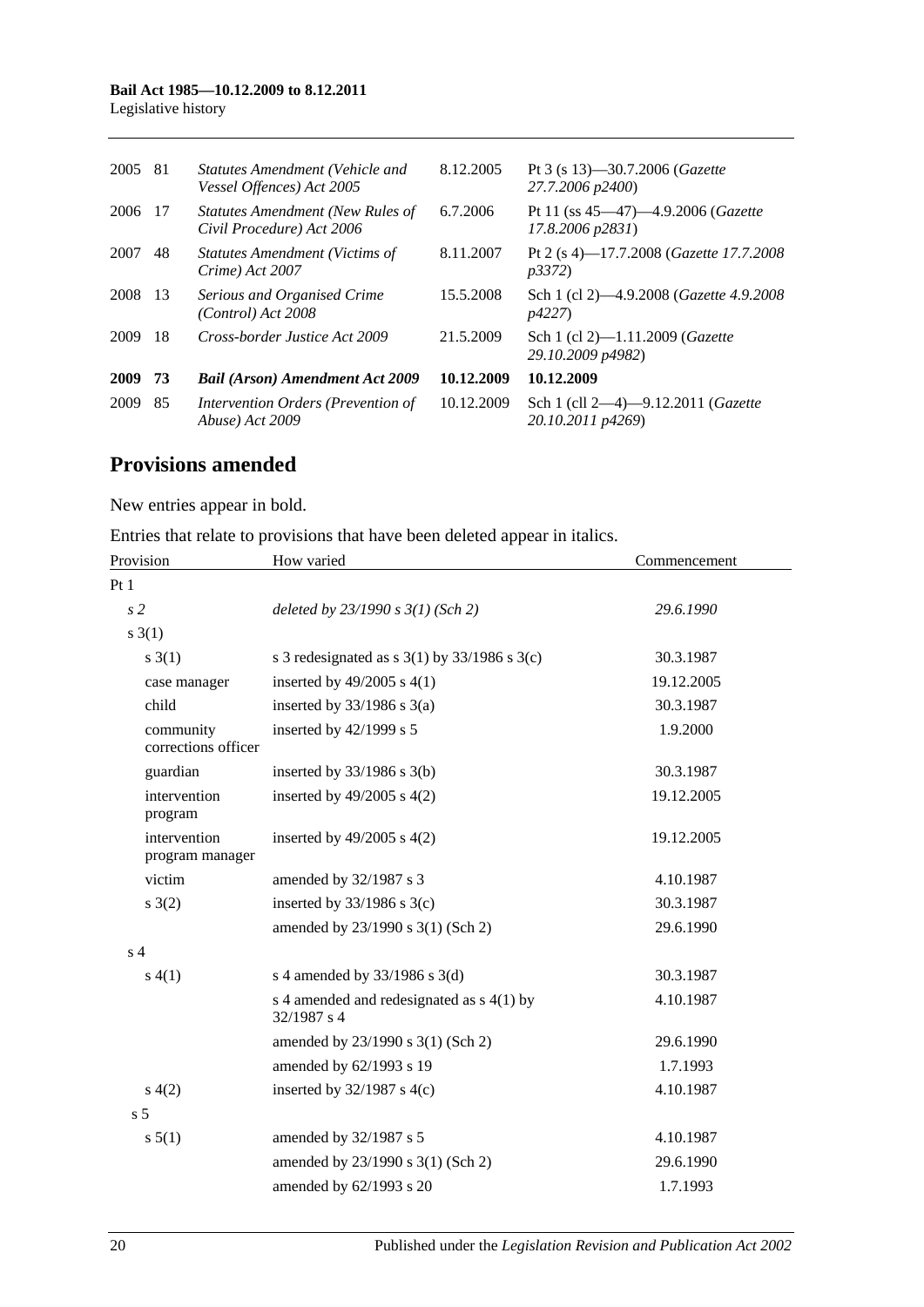| | | | | |
|---|---|---|---|---|
| 2005 | 81 | *Statutes Amendment (Vehicle and Vessel Offences) Act 2005* | 8.12.2005 | Pt 3 (s 13)—30.7.2006 (*Gazette 27.7.2006 p2400*) |
| 2006 | 17 | *Statutes Amendment (New Rules of Civil Procedure) Act 2006* | 6.7.2006 | Pt 11 (ss 45—47)—4.9.2006 (*Gazette 17.8.2006 p2831*) |
| 2007 | 48 | *Statutes Amendment (Victims of Crime) Act 2007* | 8.11.2007 | Pt 2 (s 4)—17.7.2008 (*Gazette 17.7.2008 p3372*) |
| 2008 | 13 | *Serious and Organised Crime (Control) Act 2008* | 15.5.2008 | Sch 1 (cl 2)—4.9.2008 (*Gazette 4.9.2008 p4227*) |
| 2009 | 18 | *Cross-border Justice Act 2009* | 21.5.2009 | Sch 1 (cl 2)—1.11.2009 (*Gazette 29.10.2009 p4982*) |
| **2009** | **73** | ***Bail (Arson) Amendment Act 2009*** | **10.12.2009** | **10.12.2009** |
| 2009 | 85 | *Intervention Orders (Prevention of Abuse) Act 2009* | 10.12.2009 | Sch 1 (cll 2—4)—9.12.2011 (*Gazette 20.10.2011 p4269*) |

## Provisions amended

New entries appear in bold.

Entries that relate to provisions that have been deleted appear in italics.

| Provision | How varied | Commencement |
|---|---|---|
| Pt 1 | | |
| *s 2* | *deleted by 23/1990 s 3(1) (Sch 2)* | *29.6.1990* |
| s 3(1) | | |
| s 3(1) | s 3 redesignated as s 3(1) by 33/1986 s 3(c) | 30.3.1987 |
| case manager | inserted by 49/2005 s 4(1) | 19.12.2005 |
| child | inserted by 33/1986 s 3(a) | 30.3.1987 |
| community corrections officer | inserted by 42/1999 s 5 | 1.9.2000 |
| guardian | inserted by 33/1986 s 3(b) | 30.3.1987 |
| intervention program | inserted by 49/2005 s 4(2) | 19.12.2005 |
| intervention program manager | inserted by 49/2005 s 4(2) | 19.12.2005 |
| victim | amended by 32/1987 s 3 | 4.10.1987 |
| s 3(2) | inserted by 33/1986 s 3(c) | 30.3.1987 |
| | amended by 23/1990 s 3(1) (Sch 2) | 29.6.1990 |
| s 4 | | |
| s 4(1) | s 4 amended by 33/1986 s 3(d) | 30.3.1987 |
| | s 4 amended and redesignated as s 4(1) by 32/1987 s 4 | 4.10.1987 |
| | amended by 23/1990 s 3(1) (Sch 2) | 29.6.1990 |
| | amended by 62/1993 s 19 | 1.7.1993 |
| s 4(2) | inserted by 32/1987 s 4(c) | 4.10.1987 |
| s 5 | | |
| s 5(1) | amended by 32/1987 s 5 | 4.10.1987 |
| | amended by 23/1990 s 3(1) (Sch 2) | 29.6.1990 |
| | amended by 62/1993 s 20 | 1.7.1993 |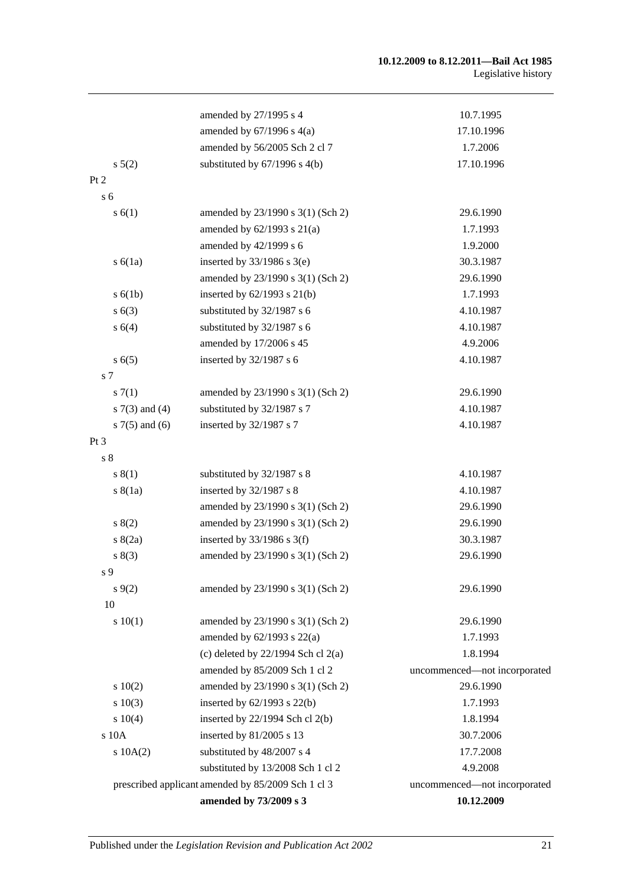| | | |
|---|---|---|
| | amended by 27/1995 s 4 | 10.7.1995 |
| | amended by 67/1996 s 4(a) | 17.10.1996 |
| | amended by 56/2005 Sch 2 cl 7 | 1.7.2006 |
| s 5(2) | substituted by 67/1996 s 4(b) | 17.10.1996 |
| Pt 2 | | |
| s 6 | | |
| s 6(1) | amended by 23/1990 s 3(1) (Sch 2) | 29.6.1990 |
| | amended by 62/1993 s 21(a) | 1.7.1993 |
| | amended by 42/1999 s 6 | 1.9.2000 |
| s 6(1a) | inserted by 33/1986 s 3(e) | 30.3.1987 |
| | amended by 23/1990 s 3(1) (Sch 2) | 29.6.1990 |
| s 6(1b) | inserted by 62/1993 s 21(b) | 1.7.1993 |
| s 6(3) | substituted by 32/1987 s 6 | 4.10.1987 |
| s 6(4) | substituted by 32/1987 s 6 | 4.10.1987 |
| | amended by 17/2006 s 45 | 4.9.2006 |
| s 6(5) | inserted by 32/1987 s 6 | 4.10.1987 |
| s 7 | | |
| s 7(1) | amended by 23/1990 s 3(1) (Sch 2) | 29.6.1990 |
| s 7(3) and (4) | substituted by 32/1987 s 7 | 4.10.1987 |
| s 7(5) and (6) | inserted by 32/1987 s 7 | 4.10.1987 |
| Pt 3 | | |
| s 8 | | |
| s 8(1) | substituted by 32/1987 s 8 | 4.10.1987 |
| s 8(1a) | inserted by 32/1987 s 8 | 4.10.1987 |
| | amended by 23/1990 s 3(1) (Sch 2) | 29.6.1990 |
| s 8(2) | amended by 23/1990 s 3(1) (Sch 2) | 29.6.1990 |
| s 8(2a) | inserted by 33/1986 s 3(f) | 30.3.1987 |
| s 8(3) | amended by 23/1990 s 3(1) (Sch 2) | 29.6.1990 |
| s 9 | | |
| s 9(2) | amended by 23/1990 s 3(1) (Sch 2) | 29.6.1990 |
| 10 | | |
| s 10(1) | amended by 23/1990 s 3(1) (Sch 2) | 29.6.1990 |
| | amended by 62/1993 s 22(a) | 1.7.1993 |
| | (c) deleted by 22/1994 Sch cl 2(a) | 1.8.1994 |
| | amended by 85/2009 Sch 1 cl 2 | uncommenced—not incorporated |
| s 10(2) | amended by 23/1990 s 3(1) (Sch 2) | 29.6.1990 |
| s 10(3) | inserted by 62/1993 s 22(b) | 1.7.1993 |
| s 10(4) | inserted by 22/1994 Sch cl 2(b) | 1.8.1994 |
| s 10A | inserted by 81/2005 s 13 | 30.7.2006 |
| s 10A(2) | substituted by 48/2007 s 4 | 17.7.2008 |
| | substituted by 13/2008 Sch 1 cl 2 | 4.9.2008 |
| prescribed applicant | amended by 85/2009 Sch 1 cl 3 | uncommenced—not incorporated |
| | **amended by 73/2009 s 3** | **10.12.2009** |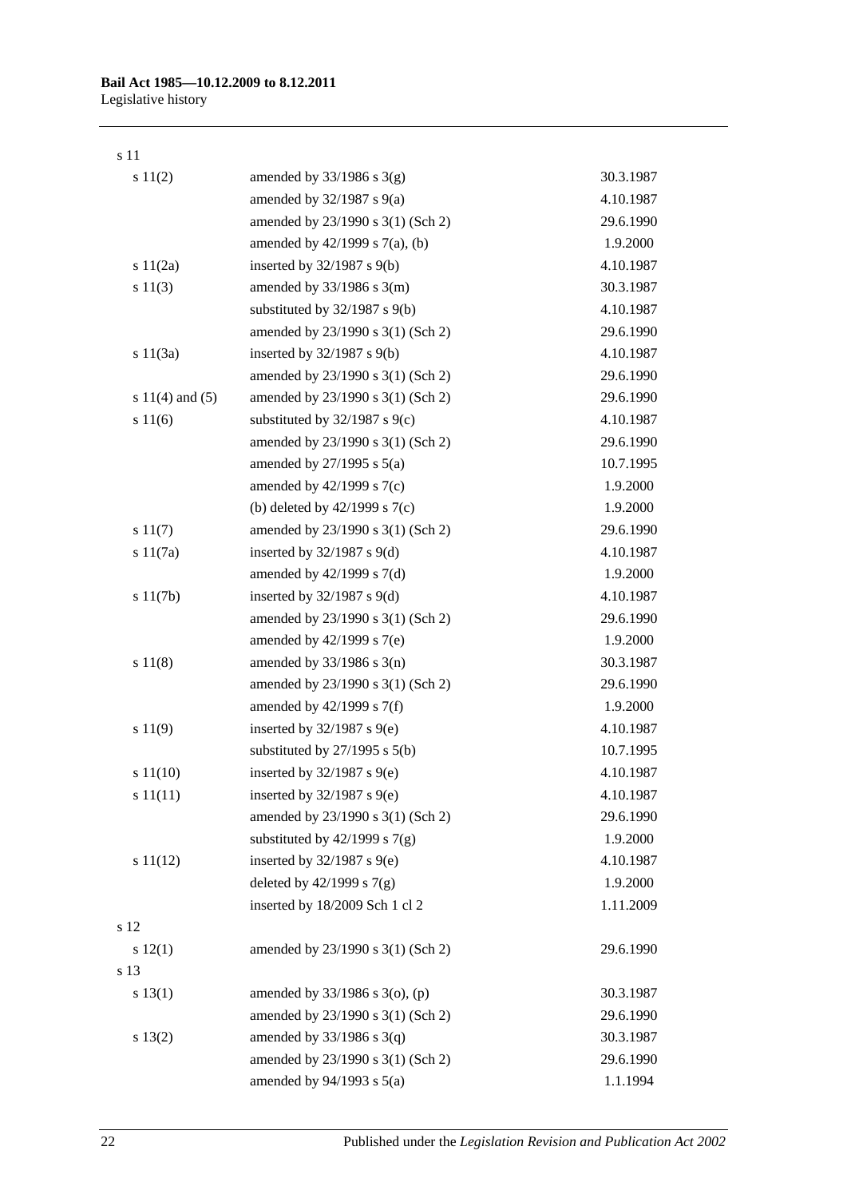| | | |
|---|---|---|
| s 11 | | |
| s 11(2) | amended by 33/1986 s 3(g) | 30.3.1987 |
| | amended by 32/1987 s 9(a) | 4.10.1987 |
| | amended by 23/1990 s 3(1) (Sch 2) | 29.6.1990 |
| | amended by 42/1999 s 7(a), (b) | 1.9.2000 |
| s 11(2a) | inserted by 32/1987 s 9(b) | 4.10.1987 |
| s 11(3) | amended by 33/1986 s 3(m) | 30.3.1987 |
| | substituted by 32/1987 s 9(b) | 4.10.1987 |
| | amended by 23/1990 s 3(1) (Sch 2) | 29.6.1990 |
| s 11(3a) | inserted by 32/1987 s 9(b) | 4.10.1987 |
| | amended by 23/1990 s 3(1) (Sch 2) | 29.6.1990 |
| s 11(4) and (5) | amended by 23/1990 s 3(1) (Sch 2) | 29.6.1990 |
| s 11(6) | substituted by 32/1987 s 9(c) | 4.10.1987 |
| | amended by 23/1990 s 3(1) (Sch 2) | 29.6.1990 |
| | amended by 27/1995 s 5(a) | 10.7.1995 |
| | amended by 42/1999 s 7(c) | 1.9.2000 |
| | (b) deleted by 42/1999 s 7(c) | 1.9.2000 |
| s 11(7) | amended by 23/1990 s 3(1) (Sch 2) | 29.6.1990 |
| s 11(7a) | inserted by 32/1987 s 9(d) | 4.10.1987 |
| | amended by 42/1999 s 7(d) | 1.9.2000 |
| s 11(7b) | inserted by 32/1987 s 9(d) | 4.10.1987 |
| | amended by 23/1990 s 3(1) (Sch 2) | 29.6.1990 |
| | amended by 42/1999 s 7(e) | 1.9.2000 |
| s 11(8) | amended by 33/1986 s 3(n) | 30.3.1987 |
| | amended by 23/1990 s 3(1) (Sch 2) | 29.6.1990 |
| | amended by 42/1999 s 7(f) | 1.9.2000 |
| s 11(9) | inserted by 32/1987 s 9(e) | 4.10.1987 |
| | substituted by 27/1995 s 5(b) | 10.7.1995 |
| s 11(10) | inserted by 32/1987 s 9(e) | 4.10.1987 |
| s 11(11) | inserted by 32/1987 s 9(e) | 4.10.1987 |
| | amended by 23/1990 s 3(1) (Sch 2) | 29.6.1990 |
| | substituted by 42/1999 s 7(g) | 1.9.2000 |
| s 11(12) | inserted by 32/1987 s 9(e) | 4.10.1987 |
| | deleted by 42/1999 s 7(g) | 1.9.2000 |
| | inserted by 18/2009 Sch 1 cl 2 | 1.11.2009 |
| s 12 | | |
| s 12(1) | amended by 23/1990 s 3(1) (Sch 2) | 29.6.1990 |
| s 13 | | |
| s 13(1) | amended by 33/1986 s 3(o), (p) | 30.3.1987 |
| | amended by 23/1990 s 3(1) (Sch 2) | 29.6.1990 |
| s 13(2) | amended by 33/1986 s 3(q) | 30.3.1987 |
| | amended by 23/1990 s 3(1) (Sch 2) | 29.6.1990 |
| | amended by 94/1993 s 5(a) | 1.1.1994 |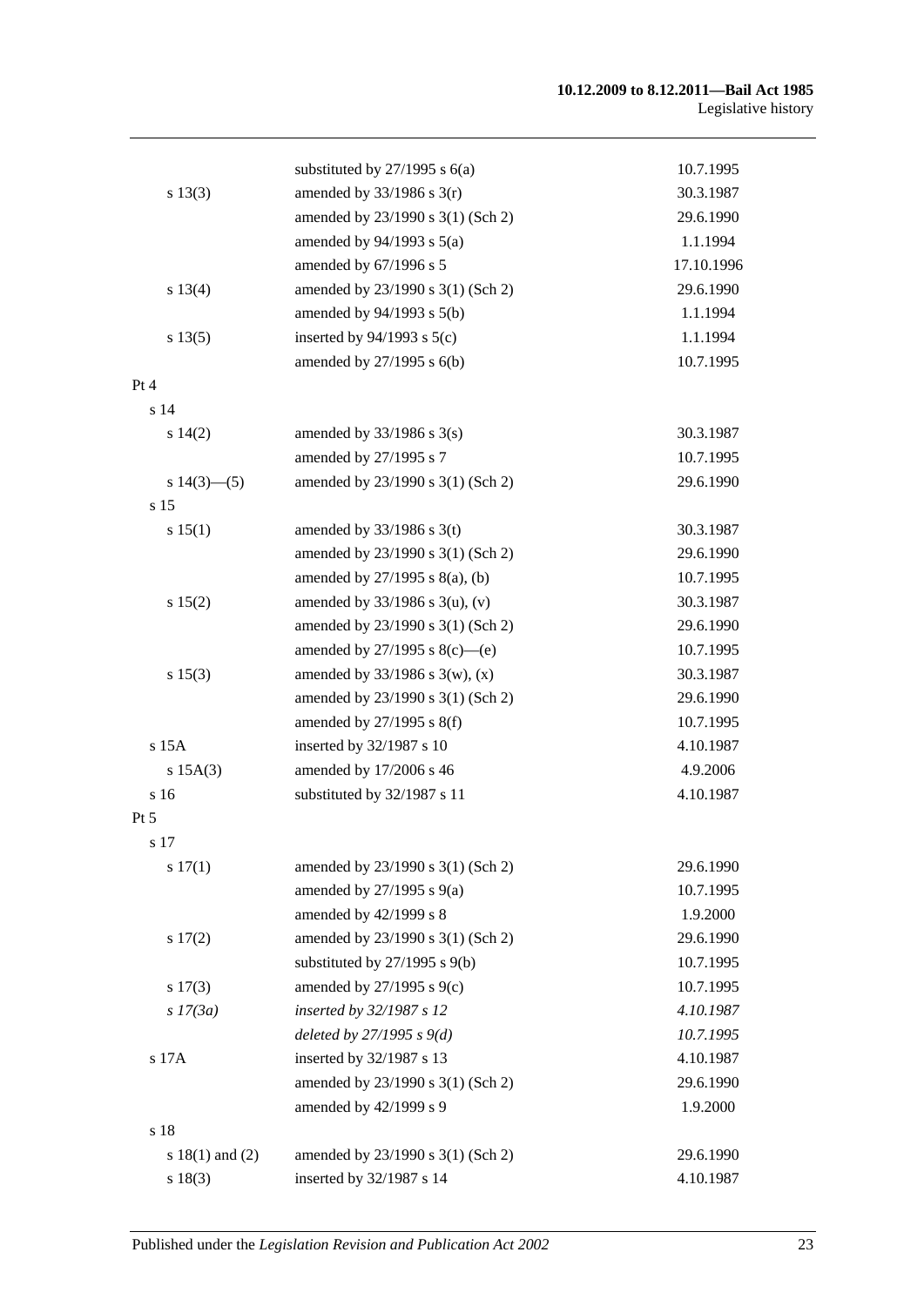| | | |
|---|---|---|
| | substituted by 27/1995 s 6(a) | 10.7.1995 |
| s 13(3) | amended by 33/1986 s 3(r) | 30.3.1987 |
| | amended by 23/1990 s 3(1) (Sch 2) | 29.6.1990 |
| | amended by 94/1993 s 5(a) | 1.1.1994 |
| | amended by 67/1996 s 5 | 17.10.1996 |
| s 13(4) | amended by 23/1990 s 3(1) (Sch 2) | 29.6.1990 |
| | amended by 94/1993 s 5(b) | 1.1.1994 |
| s 13(5) | inserted by 94/1993 s 5(c) | 1.1.1994 |
| | amended by 27/1995 s 6(b) | 10.7.1995 |
| Pt 4 | | |
| s 14 | | |
| s 14(2) | amended by 33/1986 s 3(s) | 30.3.1987 |
| | amended by 27/1995 s 7 | 10.7.1995 |
| s 14(3)—(5) | amended by 23/1990 s 3(1) (Sch 2) | 29.6.1990 |
| s 15 | | |
| s 15(1) | amended by 33/1986 s 3(t) | 30.3.1987 |
| | amended by 23/1990 s 3(1) (Sch 2) | 29.6.1990 |
| | amended by 27/1995 s 8(a), (b) | 10.7.1995 |
| s 15(2) | amended by 33/1986 s 3(u), (v) | 30.3.1987 |
| | amended by 23/1990 s 3(1) (Sch 2) | 29.6.1990 |
| | amended by 27/1995 s 8(c)—(e) | 10.7.1995 |
| s 15(3) | amended by 33/1986 s 3(w), (x) | 30.3.1987 |
| | amended by 23/1990 s 3(1) (Sch 2) | 29.6.1990 |
| | amended by 27/1995 s 8(f) | 10.7.1995 |
| s 15A | inserted by 32/1987 s 10 | 4.10.1987 |
| s 15A(3) | amended by 17/2006 s 46 | 4.9.2006 |
| s 16 | substituted by 32/1987 s 11 | 4.10.1987 |
| Pt 5 | | |
| s 17 | | |
| s 17(1) | amended by 23/1990 s 3(1) (Sch 2) | 29.6.1990 |
| | amended by 27/1995 s 9(a) | 10.7.1995 |
| | amended by 42/1999 s 8 | 1.9.2000 |
| s 17(2) | amended by 23/1990 s 3(1) (Sch 2) | 29.6.1990 |
| | substituted by 27/1995 s 9(b) | 10.7.1995 |
| s 17(3) | amended by 27/1995 s 9(c) | 10.7.1995 |
| *s 17(3a)* | *inserted by 32/1987 s 12* | *4.10.1987* |
| | *deleted by 27/1995 s 9(d)* | *10.7.1995* |
| s 17A | inserted by 32/1987 s 13 | 4.10.1987 |
| | amended by 23/1990 s 3(1) (Sch 2) | 29.6.1990 |
| | amended by 42/1999 s 9 | 1.9.2000 |
| s 18 | | |
| s 18(1) and (2) | amended by 23/1990 s 3(1) (Sch 2) | 29.6.1990 |
| s 18(3) | inserted by 32/1987 s 14 | 4.10.1987 |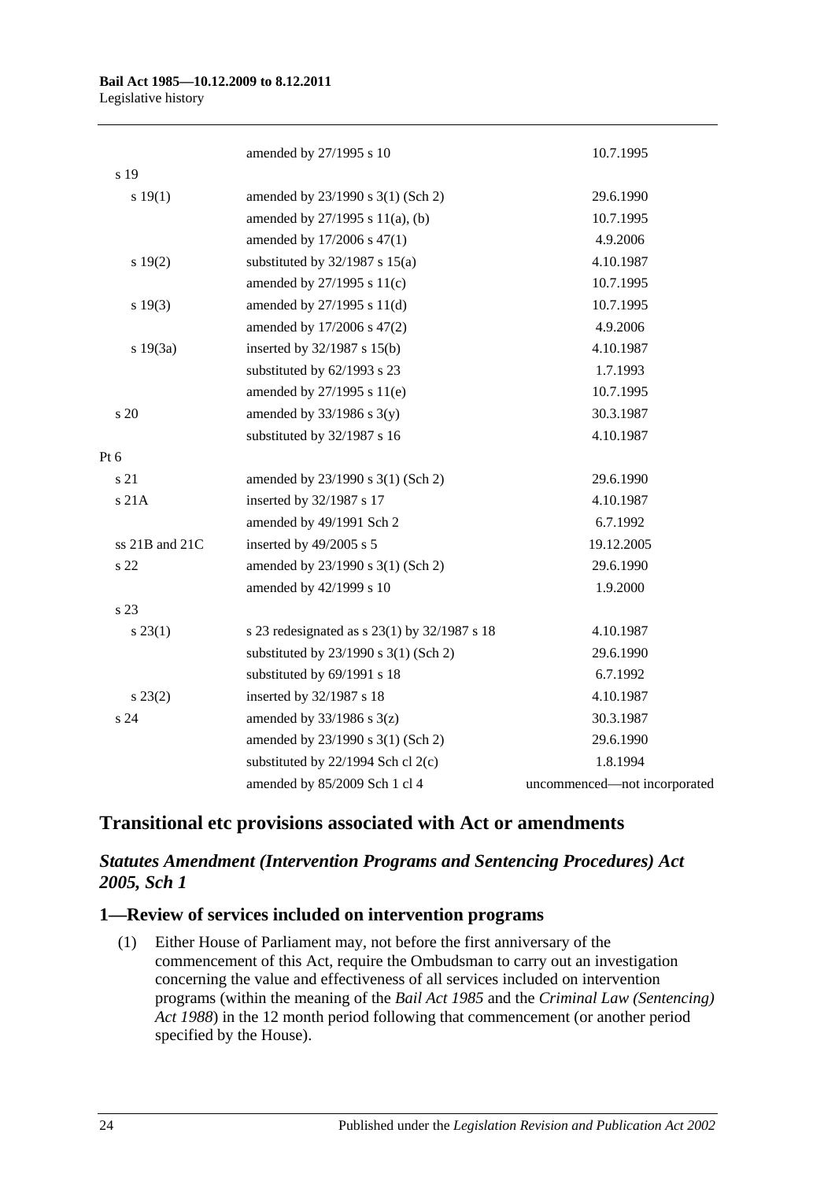| | | |
|---|---|---|
| | amended by 27/1995 s 10 | 10.7.1995 |
| s 19 | | |
| s 19(1) | amended by 23/1990 s 3(1) (Sch 2) | 29.6.1990 |
| | amended by 27/1995 s 11(a), (b) | 10.7.1995 |
| | amended by 17/2006 s 47(1) | 4.9.2006 |
| s 19(2) | substituted by 32/1987 s 15(a) | 4.10.1987 |
| | amended by 27/1995 s 11(c) | 10.7.1995 |
| s 19(3) | amended by 27/1995 s 11(d) | 10.7.1995 |
| | amended by 17/2006 s 47(2) | 4.9.2006 |
| s 19(3a) | inserted by 32/1987 s 15(b) | 4.10.1987 |
| | substituted by 62/1993 s 23 | 1.7.1993 |
| | amended by 27/1995 s 11(e) | 10.7.1995 |
| s 20 | amended by 33/1986 s 3(y) | 30.3.1987 |
| | substituted by 32/1987 s 16 | 4.10.1987 |
| Pt 6 | | |
| s 21 | amended by 23/1990 s 3(1) (Sch 2) | 29.6.1990 |
| s 21A | inserted by 32/1987 s 17 | 4.10.1987 |
| | amended by 49/1991 Sch 2 | 6.7.1992 |
| ss 21B and 21C | inserted by 49/2005 s 5 | 19.12.2005 |
| s 22 | amended by 23/1990 s 3(1) (Sch 2) | 29.6.1990 |
| | amended by 42/1999 s 10 | 1.9.2000 |
| s 23 | | |
| s 23(1) | s 23 redesignated as s 23(1) by 32/1987 s 18 | 4.10.1987 |
| | substituted by 23/1990 s 3(1) (Sch 2) | 29.6.1990 |
| | substituted by 69/1991 s 18 | 6.7.1992 |
| s 23(2) | inserted by 32/1987 s 18 | 4.10.1987 |
| s 24 | amended by 33/1986 s 3(z) | 30.3.1987 |
| | amended by 23/1990 s 3(1) (Sch 2) | 29.6.1990 |
| | substituted by 22/1994 Sch cl 2(c) | 1.8.1994 |
| | amended by 85/2009 Sch 1 cl 4 | uncommenced—not incorporated |

## Transitional etc provisions associated with Act or amendments

### *Statutes Amendment (Intervention Programs and Sentencing Procedures) Act 2005, Sch 1*

### 1—Review of services included on intervention programs

(1) Either House of Parliament may, not before the first anniversary of the commencement of this Act, require the Ombudsman to carry out an investigation concerning the value and effectiveness of all services included on intervention programs (within the meaning of the *Bail Act 1985* and the *Criminal Law (Sentencing) Act 1988*) in the 12 month period following that commencement (or another period specified by the House).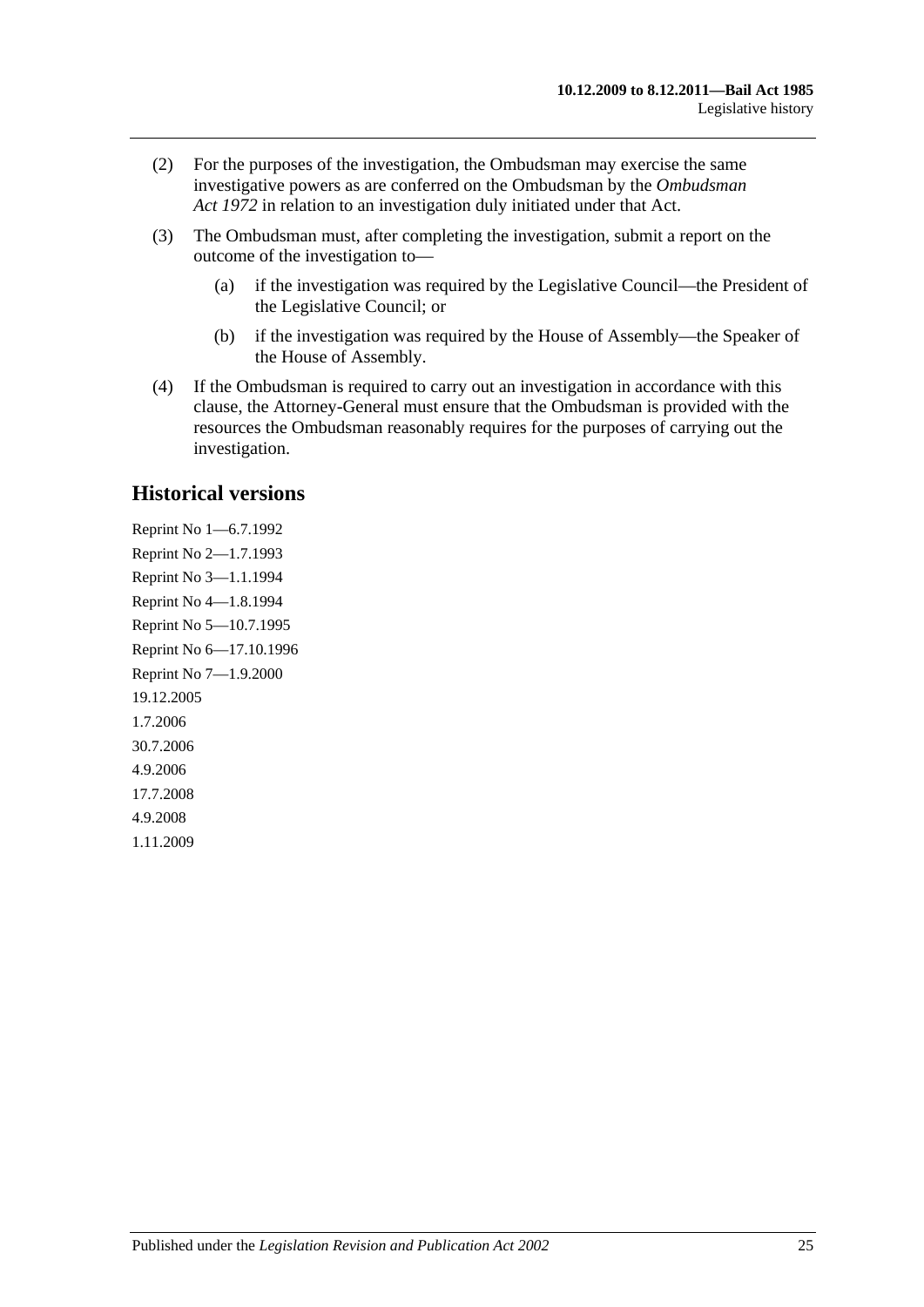(2) For the purposes of the investigation, the Ombudsman may exercise the same investigative powers as are conferred on the Ombudsman by the *Ombudsman Act 1972* in relation to an investigation duly initiated under that Act.

(3) The Ombudsman must, after completing the investigation, submit a report on the outcome of the investigation to—

(a) if the investigation was required by the Legislative Council—the President of the Legislative Council; or

(b) if the investigation was required by the House of Assembly—the Speaker of the House of Assembly.

(4) If the Ombudsman is required to carry out an investigation in accordance with this clause, the Attorney-General must ensure that the Ombudsman is provided with the resources the Ombudsman reasonably requires for the purposes of carrying out the investigation.

## Historical versions

Reprint No 1—6.7.1992

Reprint No 2—1.7.1993

Reprint No 3—1.1.1994

Reprint No 4—1.8.1994

Reprint No 5—10.7.1995

Reprint No 6—17.10.1996

Reprint No 7—1.9.2000

19.12.2005

1.7.2006

30.7.2006

4.9.2006

17.7.2008

4.9.2008

1.11.2009